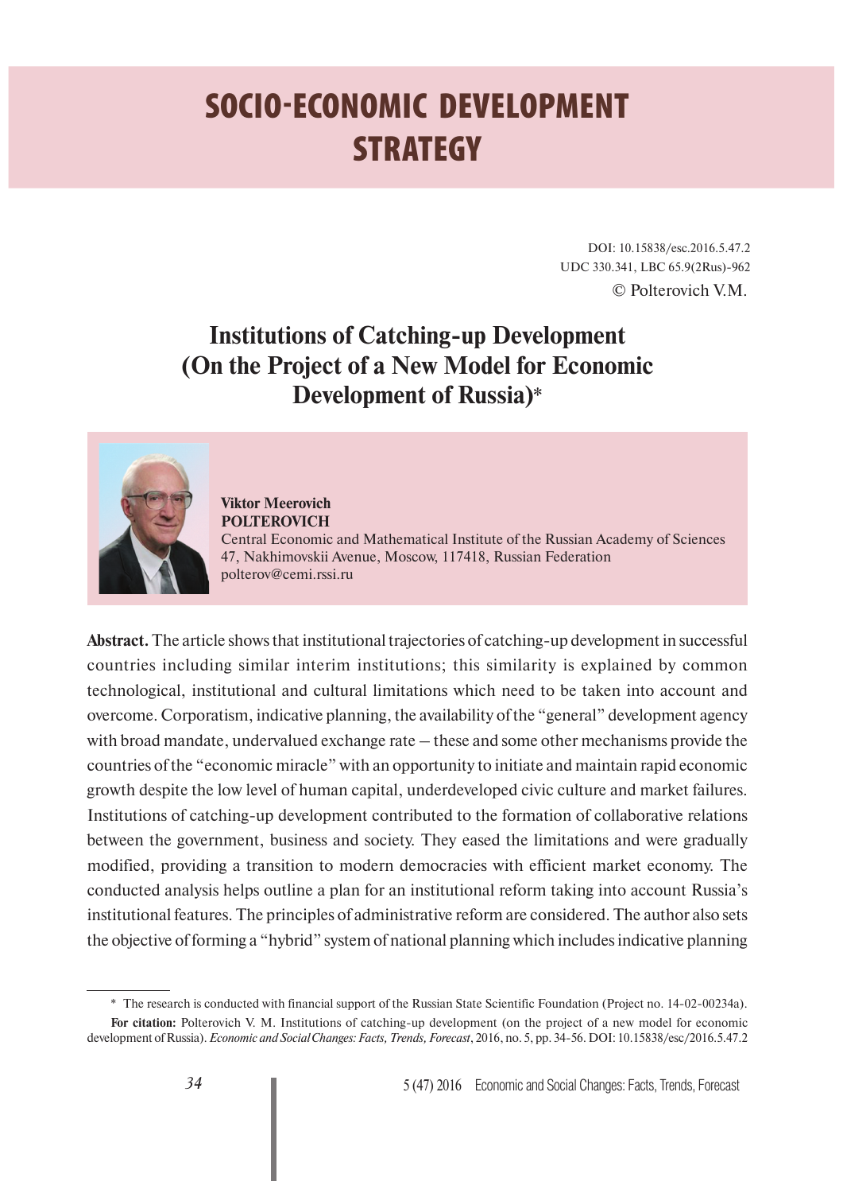# SOCIO-ECONOMIC DEVELOPMENT STRATEGY

DOI: 10.15838/esc.2016.5.47.2
UDC 330.341, LBC 65.9(2Rus)-962
© Polterovich V.M.

## Institutions of Catching-up Development (On the Project of a New Model for Economic Development of Russia)*

**Viktor Meerovich POLTEROVICH**
Central Economic and Mathematical Institute of the Russian Academy of Sciences
47, Nakhimovskii Avenue, Moscow, 117418, Russian Federation
polterov@cemi.rssi.ru

**Abstract.** The article shows that institutional trajectories of catching-up development in successful countries including similar interim institutions; this similarity is explained by common technological, institutional and cultural limitations which need to be taken into account and overcome. Corporatism, indicative planning, the availability of the "general" development agency with broad mandate, undervalued exchange rate – these and some other mechanisms provide the countries of the "economic miracle" with an opportunity to initiate and maintain rapid economic growth despite the low level of human capital, underdeveloped civic culture and market failures. Institutions of catching-up development contributed to the formation of collaborative relations between the government, business and society. They eased the limitations and were gradually modified, providing a transition to modern democracies with efficient market economy. The conducted analysis helps outline a plan for an institutional reform taking into account Russia's institutional features. The principles of administrative reform are considered. The author also sets the objective of forming a "hybrid" system of national planning which includes indicative planning

---

\* The research is conducted with financial support of the Russian State Scientific Foundation (Project no. 14-02-00234a).

**For citation:** Polterovich V. M. Institutions of catching-up development (on the project of a new model for economic development of Russia). *Economic and Social Changes: Facts, Trends, Forecast*, 2016, no. 5, pp. 34-56. DOI: 10.15838/esc/2016.5.47.2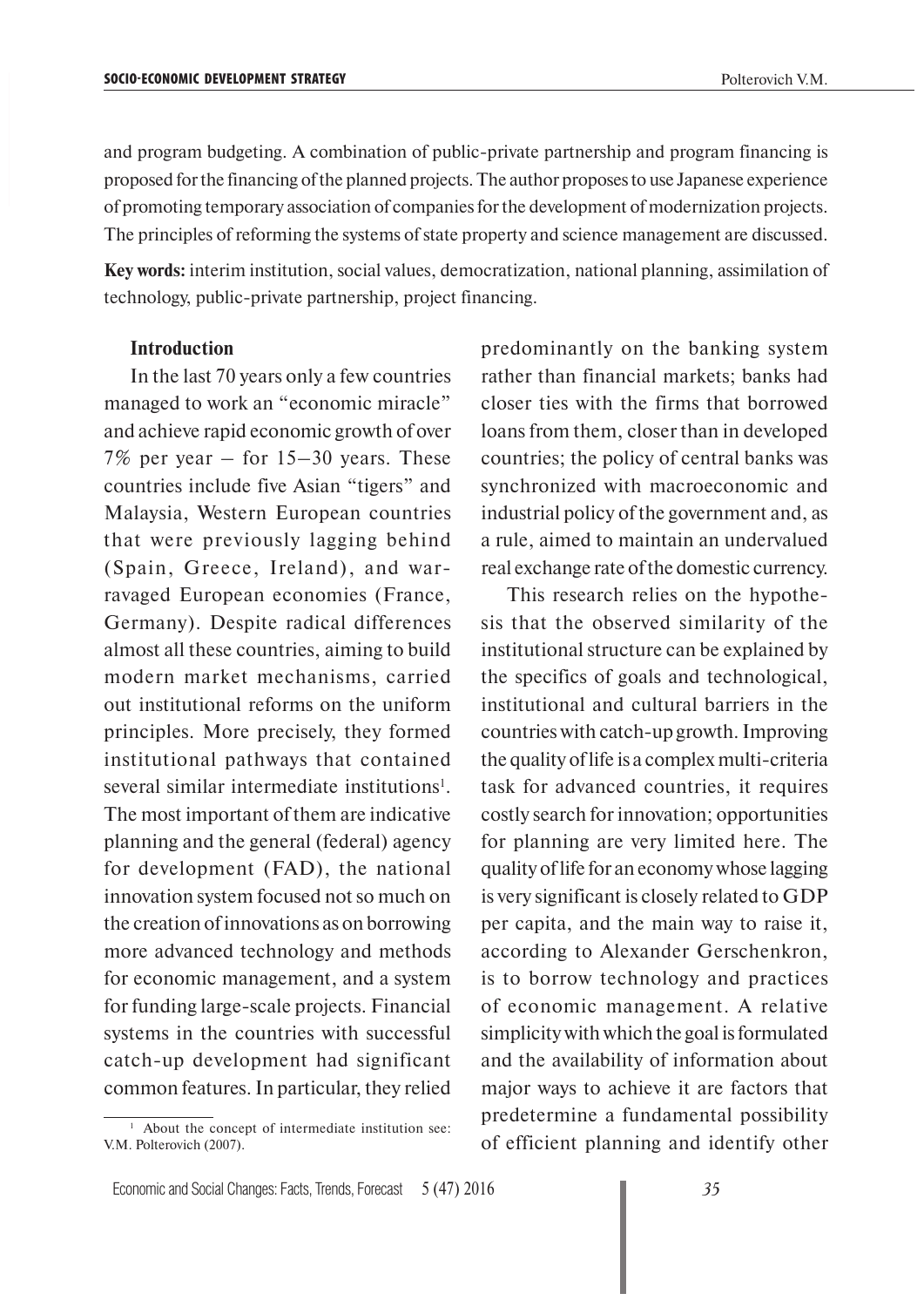and program budgeting. A combination of public-private partnership and program financing is proposed for the financing of the planned projects. The author proposes to use Japanese experience of promoting temporary association of companies for the development of modernization projects. The principles of reforming the systems of state property and science management are discussed.

**Key words:** interim institution, social values, democratization, national planning, assimilation of technology, public-private partnership, project financing.

## Introduction

In the last 70 years only a few countries managed to work an "economic miracle" and achieve rapid economic growth of over 7% per year – for 15–30 years. These countries include five Asian "tigers" and Malaysia, Western European countries that were previously lagging behind (Spain, Greece, Ireland), and war-ravaged European economies (France, Germany). Despite radical differences almost all these countries, aiming to build modern market mechanisms, carried out institutional reforms on the uniform principles. More precisely, they formed institutional pathways that contained several similar intermediate institutions[1]. The most important of them are indicative planning and the general (federal) agency for development (FAD), the national innovation system focused not so much on the creation of innovations as on borrowing more advanced technology and methods for economic management, and a system for funding large-scale projects. Financial systems in the countries with successful catch-up development had significant common features. In particular, they relied predominantly on the banking system rather than financial markets; banks had closer ties with the firms that borrowed loans from them, closer than in developed countries; the policy of central banks was synchronized with macroeconomic and industrial policy of the government and, as a rule, aimed to maintain an undervalued real exchange rate of the domestic currency.

This research relies on the hypothesis that the observed similarity of the institutional structure can be explained by the specifics of goals and technological, institutional and cultural barriers in the countries with catch-up growth. Improving the quality of life is a complex multi-criteria task for advanced countries, it requires costly search for innovation; opportunities for planning are very limited here. The quality of life for an economy whose lagging is very significant is closely related to GDP per capita, and the main way to raise it, according to Alexander Gerschenkron, is to borrow technology and practices of economic management. A relative simplicity with which the goal is formulated and the availability of information about major ways to achieve it are factors that predetermine a fundamental possibility of efficient planning and identify other

[1] About the concept of intermediate institution see: V.M. Polterovich (2007).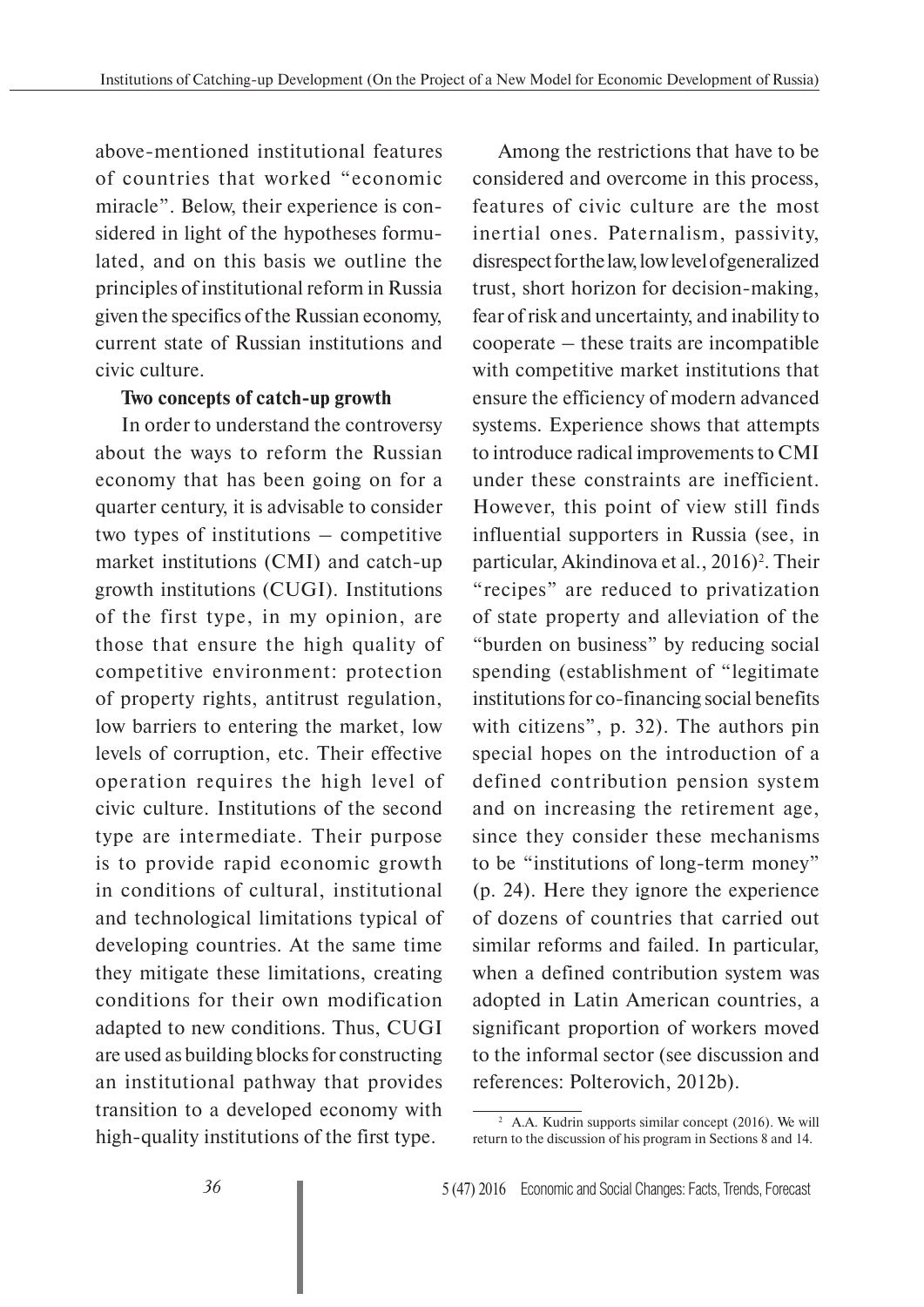above-mentioned institutional features of countries that worked "economic miracle". Below, their experience is considered in light of the hypotheses formulated, and on this basis we outline the principles of institutional reform in Russia given the specifics of the Russian economy, current state of Russian institutions and civic culture.

**Two concepts of catch-up growth**

In order to understand the controversy about the ways to reform the Russian economy that has been going on for a quarter century, it is advisable to consider two types of institutions – competitive market institutions (CMI) and catch-up growth institutions (CUGI). Institutions of the first type, in my opinion, are those that ensure the high quality of competitive environment: protection of property rights, antitrust regulation, low barriers to entering the market, low levels of corruption, etc. Their effective operation requires the high level of civic culture. Institutions of the second type are intermediate. Their purpose is to provide rapid economic growth in conditions of cultural, institutional and technological limitations typical of developing countries. At the same time they mitigate these limitations, creating conditions for their own modification adapted to new conditions. Thus, CUGI are used as building blocks for constructing an institutional pathway that provides transition to a developed economy with high-quality institutions of the first type.

Among the restrictions that have to be considered and overcome in this process, features of civic culture are the most inertial ones. Paternalism, passivity, disrespect for the law, low level of generalized trust, short horizon for decision-making, fear of risk and uncertainty, and inability to cooperate – these traits are incompatible with competitive market institutions that ensure the efficiency of modern advanced systems. Experience shows that attempts to introduce radical improvements to CMI under these constraints are inefficient. However, this point of view still finds influential supporters in Russia (see, in particular, Akindinova et al., 2016)[2]. Their "recipes" are reduced to privatization of state property and alleviation of the "burden on business" by reducing social spending (establishment of "legitimate institutions for co-financing social benefits with citizens", p. 32). The authors pin special hopes on the introduction of a defined contribution pension system and on increasing the retirement age, since they consider these mechanisms to be "institutions of long-term money" (p. 24). Here they ignore the experience of dozens of countries that carried out similar reforms and failed. In particular, when a defined contribution system was adopted in Latin American countries, a significant proportion of workers moved to the informal sector (see discussion and references: Polterovich, 2012b).

[2] A.A. Kudrin supports similar concept (2016). We will return to the discussion of his program in Sections 8 and 14.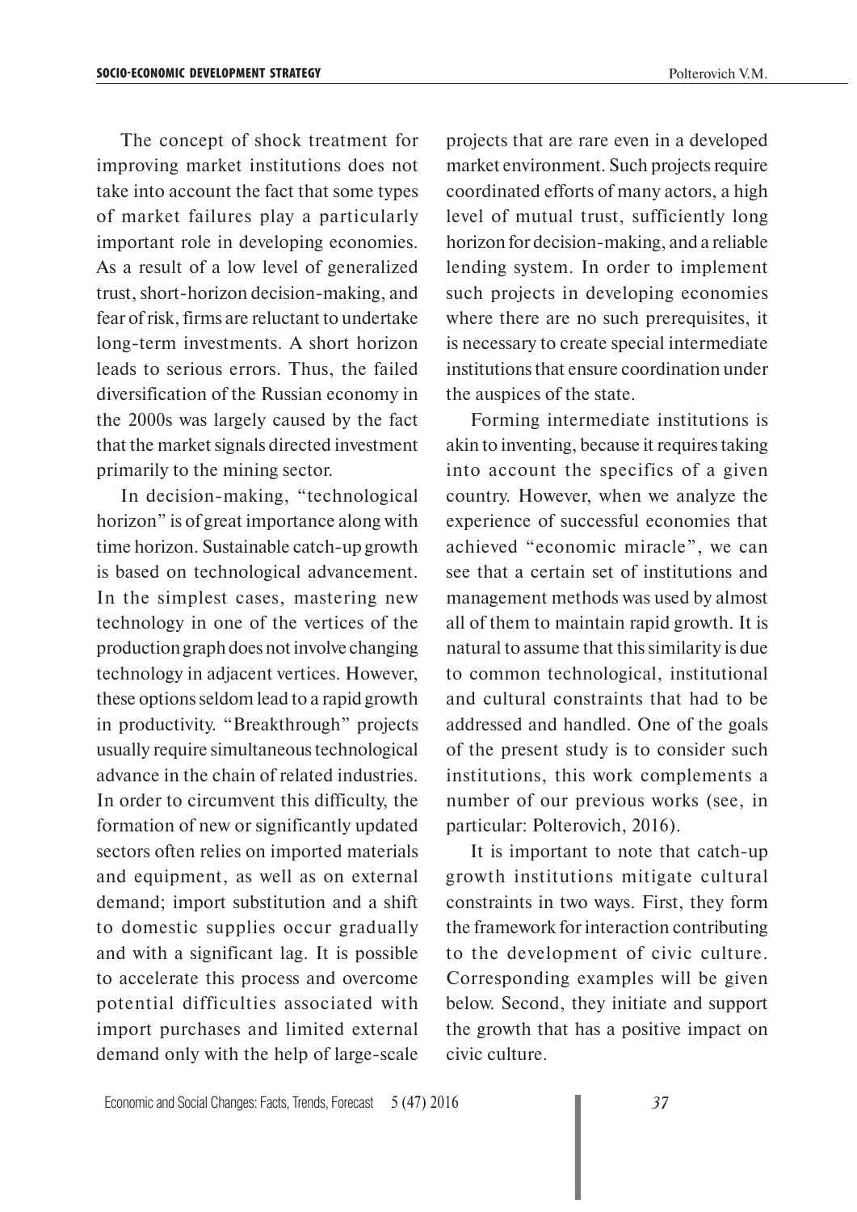The concept of shock treatment for improving market institutions does not take into account the fact that some types of market failures play a particularly important role in developing economies. As a result of a low level of generalized trust, short-horizon decision-making, and fear of risk, firms are reluctant to undertake long-term investments. A short horizon leads to serious errors. Thus, the failed diversification of the Russian economy in the 2000s was largely caused by the fact that the market signals directed investment primarily to the mining sector.

In decision-making, "technological horizon" is of great importance along with time horizon. Sustainable catch-up growth is based on technological advancement. In the simplest cases, mastering new technology in one of the vertices of the production graph does not involve changing technology in adjacent vertices. However, these options seldom lead to a rapid growth in productivity. "Breakthrough" projects usually require simultaneous technological advance in the chain of related industries. In order to circumvent this difficulty, the formation of new or significantly updated sectors often relies on imported materials and equipment, as well as on external demand; import substitution and a shift to domestic supplies occur gradually and with a significant lag. It is possible to accelerate this process and overcome potential difficulties associated with import purchases and limited external demand only with the help of large-scale projects that are rare even in a developed market environment. Such projects require coordinated efforts of many actors, a high level of mutual trust, sufficiently long horizon for decision-making, and a reliable lending system. In order to implement such projects in developing economies where there are no such prerequisites, it is necessary to create special intermediate institutions that ensure coordination under the auspices of the state.

Forming intermediate institutions is akin to inventing, because it requires taking into account the specifics of a given country. However, when we analyze the experience of successful economies that achieved "economic miracle", we can see that a certain set of institutions and management methods was used by almost all of them to maintain rapid growth. It is natural to assume that this similarity is due to common technological, institutional and cultural constraints that had to be addressed and handled. One of the goals of the present study is to consider such institutions, this work complements a number of our previous works (see, in particular: Polterovich, 2016).

It is important to note that catch-up growth institutions mitigate cultural constraints in two ways. First, they form the framework for interaction contributing to the development of civic culture. Corresponding examples will be given below. Second, they initiate and support the growth that has a positive impact on civic culture.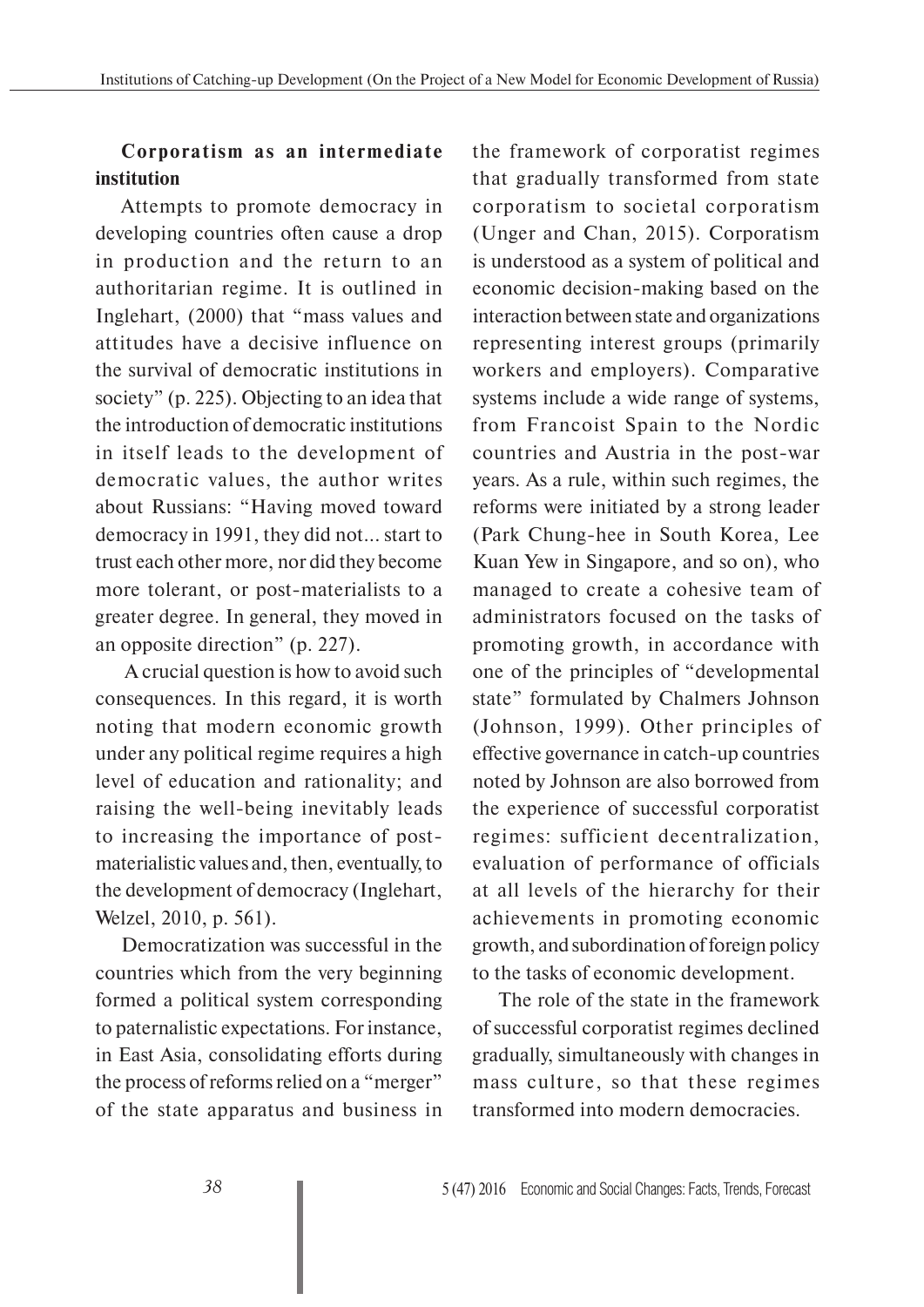## Corporatism as an intermediate institution

Attempts to promote democracy in developing countries often cause a drop in production and the return to an authoritarian regime. It is outlined in Inglehart, (2000) that "mass values and attitudes have a decisive influence on the survival of democratic institutions in society" (p. 225). Objecting to an idea that the introduction of democratic institutions in itself leads to the development of democratic values, the author writes about Russians: "Having moved toward democracy in 1991, they did not... start to trust each other more, nor did they become more tolerant, or post-materialists to a greater degree. In general, they moved in an opposite direction" (p. 227).

A crucial question is how to avoid such consequences. In this regard, it is worth noting that modern economic growth under any political regime requires a high level of education and rationality; and raising the well-being inevitably leads to increasing the importance of post-materialistic values and, then, eventually, to the development of democracy (Inglehart, Welzel, 2010, p. 561).

Democratization was successful in the countries which from the very beginning formed a political system corresponding to paternalistic expectations. For instance, in East Asia, consolidating efforts during the process of reforms relied on a "merger" of the state apparatus and business in the framework of corporatist regimes that gradually transformed from state corporatism to societal corporatism (Unger and Chan, 2015). Corporatism is understood as a system of political and economic decision-making based on the interaction between state and organizations representing interest groups (primarily workers and employers). Comparative systems include a wide range of systems, from Francoist Spain to the Nordic countries and Austria in the post-war years. As a rule, within such regimes, the reforms were initiated by a strong leader (Park Chung-hee in South Korea, Lee Kuan Yew in Singapore, and so on), who managed to create a cohesive team of administrators focused on the tasks of promoting growth, in accordance with one of the principles of "developmental state" formulated by Chalmers Johnson (Johnson, 1999). Other principles of effective governance in catch-up countries noted by Johnson are also borrowed from the experience of successful corporatist regimes: sufficient decentralization, evaluation of performance of officials at all levels of the hierarchy for their achievements in promoting economic growth, and subordination of foreign policy to the tasks of economic development.

The role of the state in the framework of successful corporatist regimes declined gradually, simultaneously with changes in mass culture, so that these regimes transformed into modern democracies.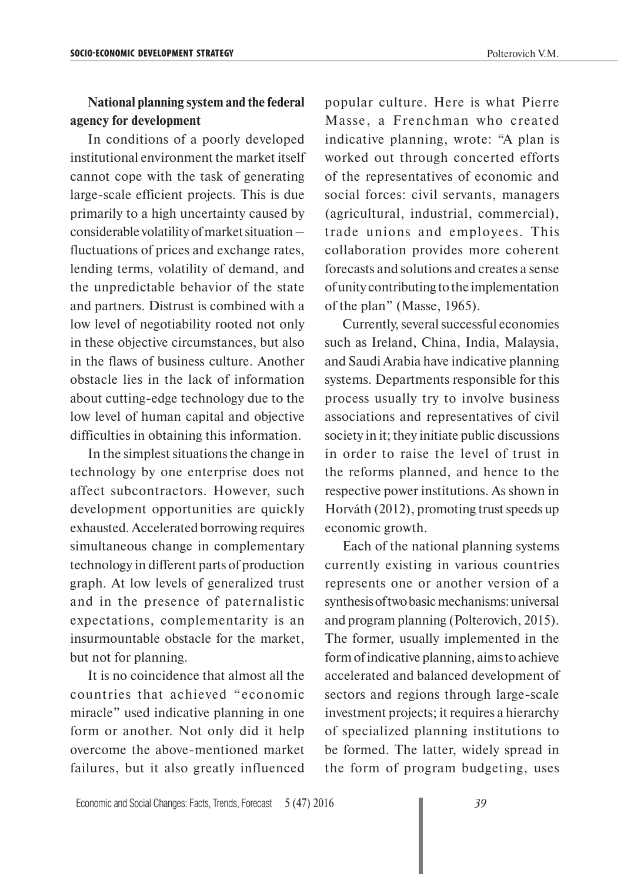### National planning system and the federal agency for development

In conditions of a poorly developed institutional environment the market itself cannot cope with the task of generating large-scale efficient projects. This is due primarily to a high uncertainty caused by considerable volatility of market situation – fluctuations of prices and exchange rates, lending terms, volatility of demand, and the unpredictable behavior of the state and partners. Distrust is combined with a low level of negotiability rooted not only in these objective circumstances, but also in the flaws of business culture. Another obstacle lies in the lack of information about cutting-edge technology due to the low level of human capital and objective difficulties in obtaining this information.

In the simplest situations the change in technology by one enterprise does not affect subcontractors. However, such development opportunities are quickly exhausted. Accelerated borrowing requires simultaneous change in complementary technology in different parts of production graph. At low levels of generalized trust and in the presence of paternalistic expectations, complementarity is an insurmountable obstacle for the market, but not for planning.

It is no coincidence that almost all the countries that achieved "economic miracle" used indicative planning in one form or another. Not only did it help overcome the above-mentioned market failures, but it also greatly influenced popular culture. Here is what Pierre Masse, a Frenchman who created indicative planning, wrote: "A plan is worked out through concerted efforts of the representatives of economic and social forces: civil servants, managers (agricultural, industrial, commercial), trade unions and employees. This collaboration provides more coherent forecasts and solutions and creates a sense of unity contributing to the implementation of the plan" (Masse, 1965).

Currently, several successful economies such as Ireland, China, India, Malaysia, and Saudi Arabia have indicative planning systems. Departments responsible for this process usually try to involve business associations and representatives of civil society in it; they initiate public discussions in order to raise the level of trust in the reforms planned, and hence to the respective power institutions. As shown in Horváth (2012), promoting trust speeds up economic growth.

Each of the national planning systems currently existing in various countries represents one or another version of a synthesis of two basic mechanisms: universal and program planning (Polterovich, 2015). The former, usually implemented in the form of indicative planning, aims to achieve accelerated and balanced development of sectors and regions through large-scale investment projects; it requires a hierarchy of specialized planning institutions to be formed. The latter, widely spread in the form of program budgeting, uses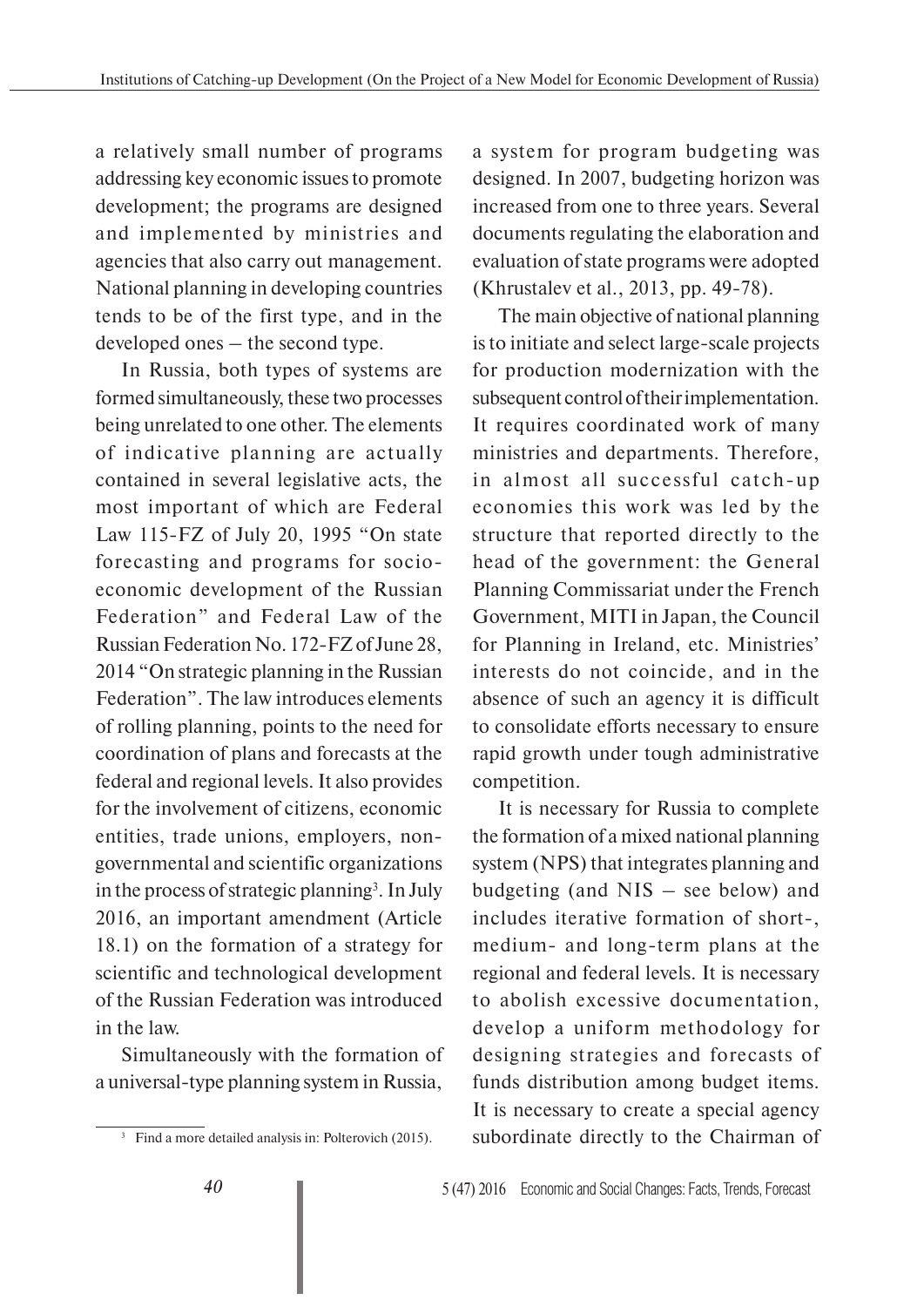a relatively small number of programs addressing key economic issues to promote development; the programs are designed and implemented by ministries and agencies that also carry out management. National planning in developing countries tends to be of the first type, and in the developed ones – the second type.

In Russia, both types of systems are formed simultaneously, these two processes being unrelated to one other. The elements of indicative planning are actually contained in several legislative acts, the most important of which are Federal Law 115-FZ of July 20, 1995 "On state forecasting and programs for socio-economic development of the Russian Federation" and Federal Law of the Russian Federation No. 172-FZ of June 28, 2014 "On strategic planning in the Russian Federation". The law introduces elements of rolling planning, points to the need for coordination of plans and forecasts at the federal and regional levels. It also provides for the involvement of citizens, economic entities, trade unions, employers, non-governmental and scientific organizations in the process of strategic planning[3]. In July 2016, an important amendment (Article 18.1) on the formation of a strategy for scientific and technological development of the Russian Federation was introduced in the law.

Simultaneously with the formation of a universal-type planning system in Russia, a system for program budgeting was designed. In 2007, budgeting horizon was increased from one to three years. Several documents regulating the elaboration and evaluation of state programs were adopted (Khrustalev et al., 2013, pp. 49-78).

The main objective of national planning is to initiate and select large-scale projects for production modernization with the subsequent control of their implementation. It requires coordinated work of many ministries and departments. Therefore, in almost all successful catch-up economies this work was led by the structure that reported directly to the head of the government: the General Planning Commissariat under the French Government, MITI in Japan, the Council for Planning in Ireland, etc. Ministries' interests do not coincide, and in the absence of such an agency it is difficult to consolidate efforts necessary to ensure rapid growth under tough administrative competition.

It is necessary for Russia to complete the formation of a mixed national planning system (NPS) that integrates planning and budgeting (and NIS – see below) and includes iterative formation of short-, medium- and long-term plans at the regional and federal levels. It is necessary to abolish excessive documentation, develop a uniform methodology for designing strategies and forecasts of funds distribution among budget items. It is necessary to create a special agency subordinate directly to the Chairman of

[3] Find a more detailed analysis in: Polterovich (2015).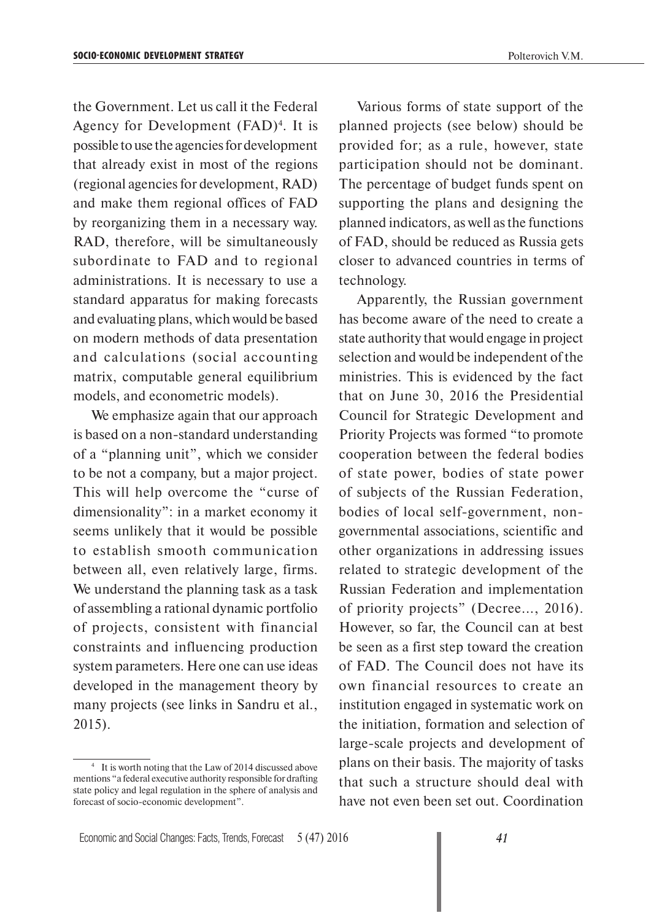the Government. Let us call it the Federal Agency for Development (FAD)[4]. It is possible to use the agencies for development that already exist in most of the regions (regional agencies for development, RAD) and make them regional offices of FAD by reorganizing them in a necessary way. RAD, therefore, will be simultaneously subordinate to FAD and to regional administrations. It is necessary to use a standard apparatus for making forecasts and evaluating plans, which would be based on modern methods of data presentation and calculations (social accounting matrix, computable general equilibrium models, and econometric models).

We emphasize again that our approach is based on a non-standard understanding of a "planning unit", which we consider to be not a company, but a major project. This will help overcome the "curse of dimensionality": in a market economy it seems unlikely that it would be possible to establish smooth communication between all, even relatively large, firms. We understand the planning task as a task of assembling a rational dynamic portfolio of projects, consistent with financial constraints and influencing production system parameters. Here one can use ideas developed in the management theory by many projects (see links in Sandru et al., 2015).

Various forms of state support of the planned projects (see below) should be provided for; as a rule, however, state participation should not be dominant. The percentage of budget funds spent on supporting the plans and designing the planned indicators, as well as the functions of FAD, should be reduced as Russia gets closer to advanced countries in terms of technology.

Apparently, the Russian government has become aware of the need to create a state authority that would engage in project selection and would be independent of the ministries. This is evidenced by the fact that on June 30, 2016 the Presidential Council for Strategic Development and Priority Projects was formed "to promote cooperation between the federal bodies of state power, bodies of state power of subjects of the Russian Federation, bodies of local self-government, non-governmental associations, scientific and other organizations in addressing issues related to strategic development of the Russian Federation and implementation of priority projects" (Decree..., 2016). However, so far, the Council can at best be seen as a first step toward the creation of FAD. The Council does not have its own financial resources to create an institution engaged in systematic work on the initiation, formation and selection of large-scale projects and development of plans on their basis. The majority of tasks that such a structure should deal with have not even been set out. Coordination

[4] It is worth noting that the Law of 2014 discussed above mentions "a federal executive authority responsible for drafting state policy and legal regulation in the sphere of analysis and forecast of socio-economic development".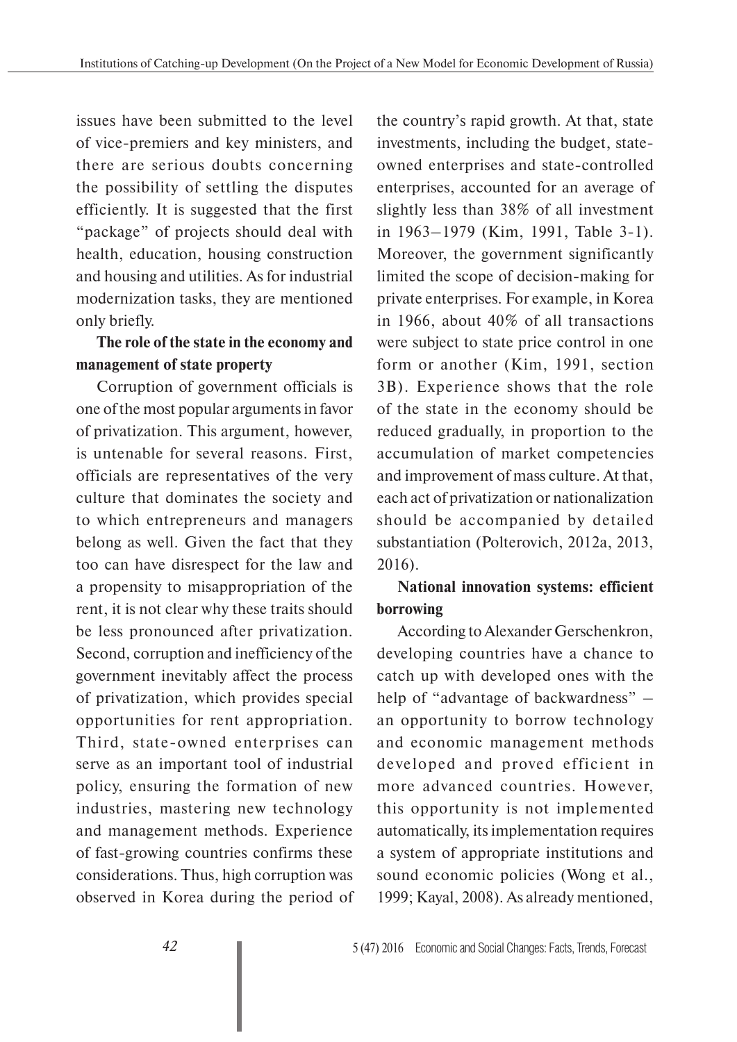issues have been submitted to the level of vice-premiers and key ministers, and there are serious doubts concerning the possibility of settling the disputes efficiently. It is suggested that the first "package" of projects should deal with health, education, housing construction and housing and utilities. As for industrial modernization tasks, they are mentioned only briefly.

**The role of the state in the economy and management of state property**

Corruption of government officials is one of the most popular arguments in favor of privatization. This argument, however, is untenable for several reasons. First, officials are representatives of the very culture that dominates the society and to which entrepreneurs and managers belong as well. Given the fact that they too can have disrespect for the law and a propensity to misappropriation of the rent, it is not clear why these traits should be less pronounced after privatization. Second, corruption and inefficiency of the government inevitably affect the process of privatization, which provides special opportunities for rent appropriation. Third, state-owned enterprises can serve as an important tool of industrial policy, ensuring the formation of new industries, mastering new technology and management methods. Experience of fast-growing countries confirms these considerations. Thus, high corruption was observed in Korea during the period of the country's rapid growth. At that, state investments, including the budget, state-owned enterprises and state-controlled enterprises, accounted for an average of slightly less than 38% of all investment in 1963–1979 (Kim, 1991, Table 3-1). Moreover, the government significantly limited the scope of decision-making for private enterprises. For example, in Korea in 1966, about 40% of all transactions were subject to state price control in one form or another (Kim, 1991, section 3B). Experience shows that the role of the state in the economy should be reduced gradually, in proportion to the accumulation of market competencies and improvement of mass culture. At that, each act of privatization or nationalization should be accompanied by detailed substantiation (Polterovich, 2012a, 2013, 2016).

**National innovation systems: efficient borrowing**

According to Alexander Gerschenkron, developing countries have a chance to catch up with developed ones with the help of "advantage of backwardness" – an opportunity to borrow technology and economic management methods developed and proved efficient in more advanced countries. However, this opportunity is not implemented automatically, its implementation requires a system of appropriate institutions and sound economic policies (Wong et al., 1999; Kayal, 2008). As already mentioned,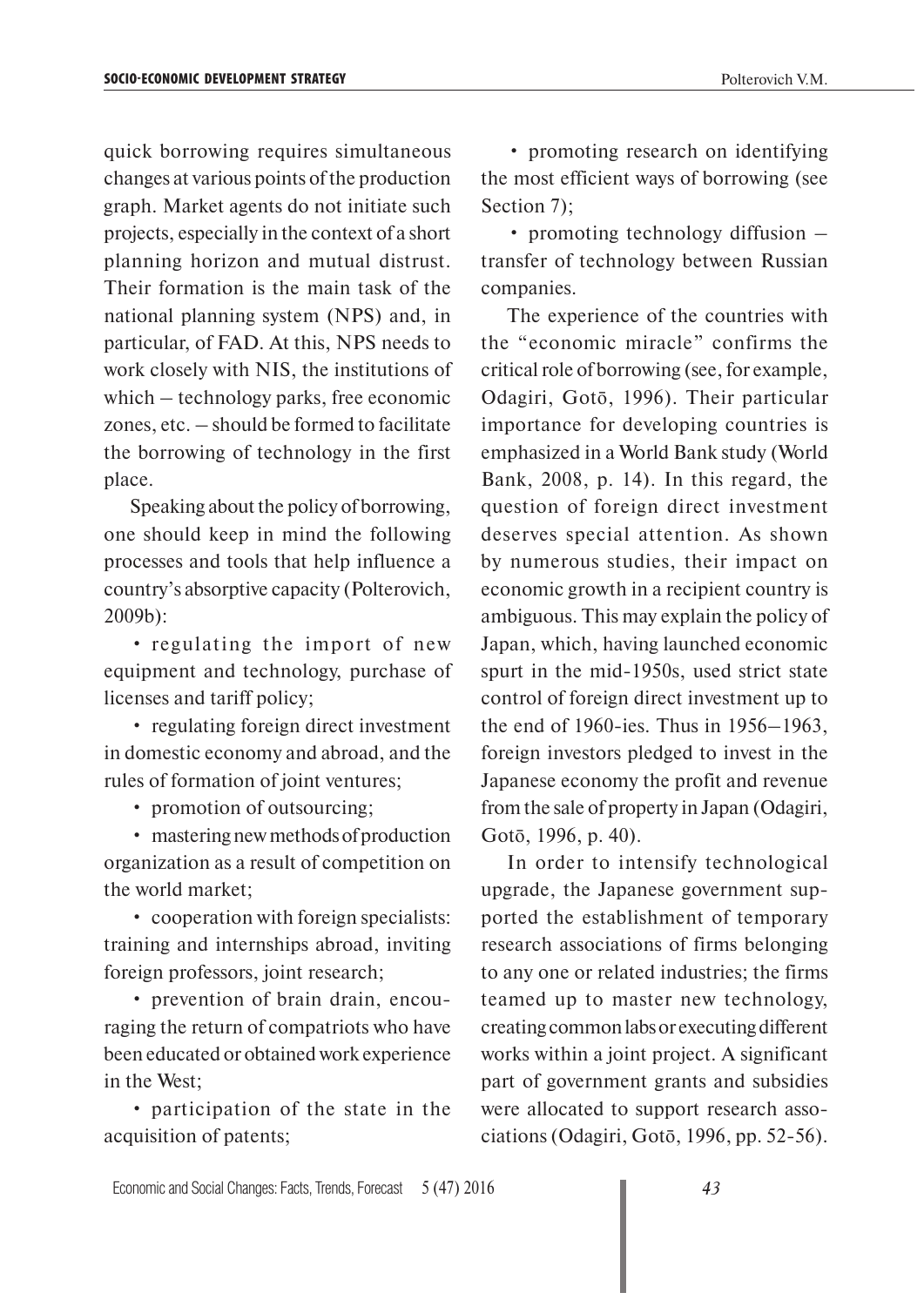quick borrowing requires simultaneous changes at various points of the production graph. Market agents do not initiate such projects, especially in the context of a short planning horizon and mutual distrust. Their formation is the main task of the national planning system (NPS) and, in particular, of FAD. At this, NPS needs to work closely with NIS, the institutions of which – technology parks, free economic zones, etc. – should be formed to facilitate the borrowing of technology in the first place.

Speaking about the policy of borrowing, one should keep in mind the following processes and tools that help influence a country's absorptive capacity (Polterovich, 2009b):

- regulating the import of new equipment and technology, purchase of licenses and tariff policy;
- regulating foreign direct investment in domestic economy and abroad, and the rules of formation of joint ventures;
- promotion of outsourcing;
- mastering new methods of production organization as a result of competition on the world market;
- cooperation with foreign specialists: training and internships abroad, inviting foreign professors, joint research;
- prevention of brain drain, encouraging the return of compatriots who have been educated or obtained work experience in the West;
- participation of the state in the acquisition of patents;
- promoting research on identifying the most efficient ways of borrowing (see Section 7);
- promoting technology diffusion – transfer of technology between Russian companies.

The experience of the countries with the "economic miracle" confirms the critical role of borrowing (see, for example, Odagiri, Gotō, 1996). Their particular importance for developing countries is emphasized in a World Bank study (World Bank, 2008, p. 14). In this regard, the question of foreign direct investment deserves special attention. As shown by numerous studies, their impact on economic growth in a recipient country is ambiguous. This may explain the policy of Japan, which, having launched economic spurt in the mid-1950s, used strict state control of foreign direct investment up to the end of 1960-ies. Thus in 1956–1963, foreign investors pledged to invest in the Japanese economy the profit and revenue from the sale of property in Japan (Odagiri, Gotō, 1996, p. 40).

In order to intensify technological upgrade, the Japanese government supported the establishment of temporary research associations of firms belonging to any one or related industries; the firms teamed up to master new technology, creating common labs or executing different works within a joint project. A significant part of government grants and subsidies were allocated to support research associations (Odagiri, Gotō, 1996, pp. 52-56).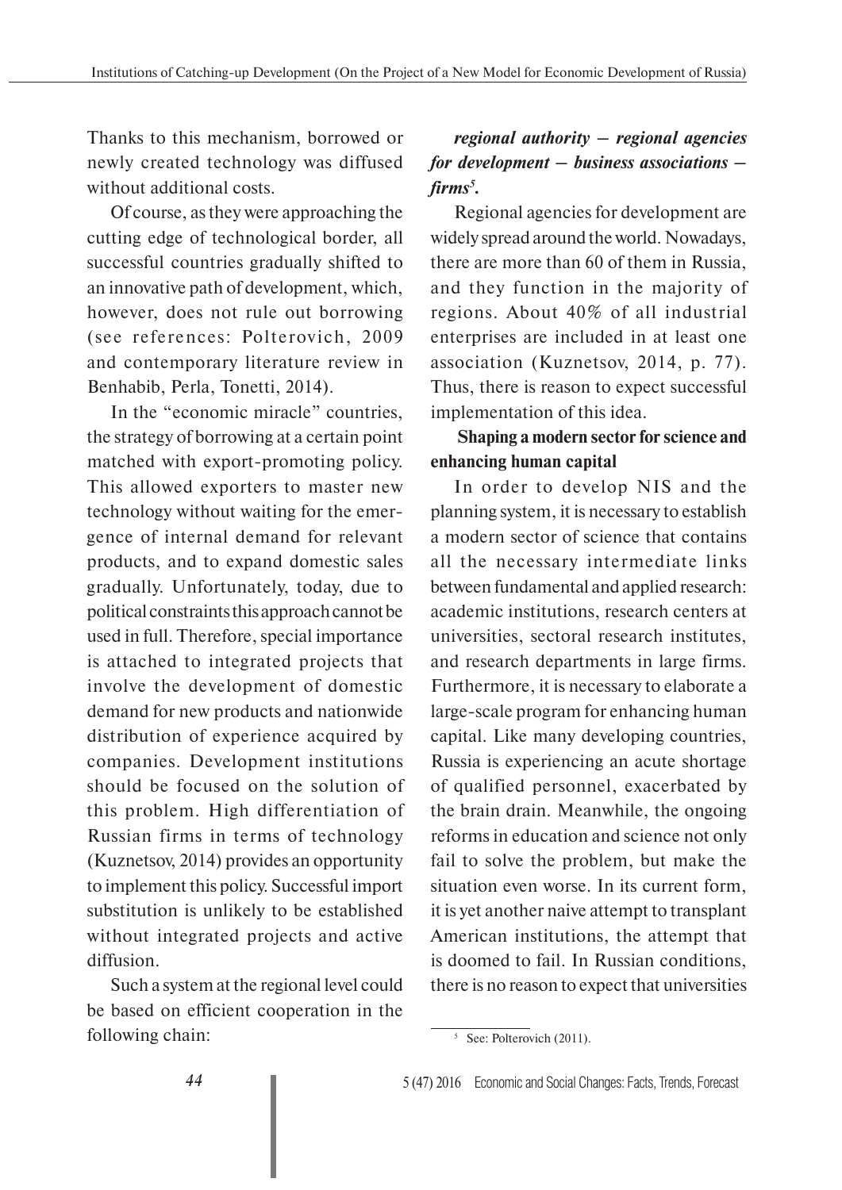Thanks to this mechanism, borrowed or newly created technology was diffused without additional costs.

Of course, as they were approaching the cutting edge of technological border, all successful countries gradually shifted to an innovative path of development, which, however, does not rule out borrowing (see references: Polterovich, 2009 and contemporary literature review in Benhabib, Perla, Tonetti, 2014).

In the "economic miracle" countries, the strategy of borrowing at a certain point matched with export-promoting policy. This allowed exporters to master new technology without waiting for the emergence of internal demand for relevant products, and to expand domestic sales gradually. Unfortunately, today, due to political constraints this approach cannot be used in full. Therefore, special importance is attached to integrated projects that involve the development of domestic demand for new products and nationwide distribution of experience acquired by companies. Development institutions should be focused on the solution of this problem. High differentiation of Russian firms in terms of technology (Kuznetsov, 2014) provides an opportunity to implement this policy. Successful import substitution is unlikely to be established without integrated projects and active diffusion.

Such a system at the regional level could be based on efficient cooperation in the following chain:

***regional authority – regional agencies for development – business associations – firms***[5]**.**

Regional agencies for development are widely spread around the world. Nowadays, there are more than 60 of them in Russia, and they function in the majority of regions. About 40% of all industrial enterprises are included in at least one association (Kuznetsov, 2014, p. 77). Thus, there is reason to expect successful implementation of this idea.

**Shaping a modern sector for science and enhancing human capital**

In order to develop NIS and the planning system, it is necessary to establish a modern sector of science that contains all the necessary intermediate links between fundamental and applied research: academic institutions, research centers at universities, sectoral research institutes, and research departments in large firms. Furthermore, it is necessary to elaborate a large-scale program for enhancing human capital. Like many developing countries, Russia is experiencing an acute shortage of qualified personnel, exacerbated by the brain drain. Meanwhile, the ongoing reforms in education and science not only fail to solve the problem, but make the situation even worse. In its current form, it is yet another naive attempt to transplant American institutions, the attempt that is doomed to fail. In Russian conditions, there is no reason to expect that universities

[5] See: Polterovich (2011).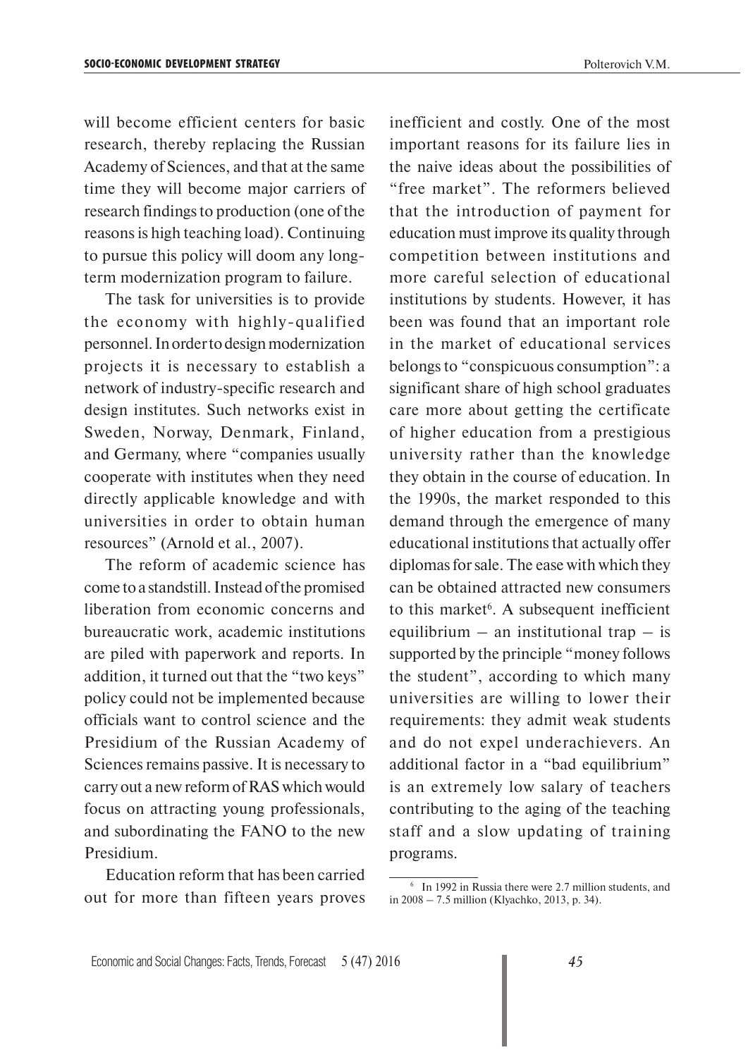will become efficient centers for basic research, thereby replacing the Russian Academy of Sciences, and that at the same time they will become major carriers of research findings to production (one of the reasons is high teaching load). Continuing to pursue this policy will doom any long-term modernization program to failure.

The task for universities is to provide the economy with highly-qualified personnel. In order to design modernization projects it is necessary to establish a network of industry-specific research and design institutes. Such networks exist in Sweden, Norway, Denmark, Finland, and Germany, where "companies usually cooperate with institutes when they need directly applicable knowledge and with universities in order to obtain human resources" (Arnold et al., 2007).

The reform of academic science has come to a standstill. Instead of the promised liberation from economic concerns and bureaucratic work, academic institutions are piled with paperwork and reports. In addition, it turned out that the "two keys" policy could not be implemented because officials want to control science and the Presidium of the Russian Academy of Sciences remains passive. It is necessary to carry out a new reform of RAS which would focus on attracting young professionals, and subordinating the FANO to the new Presidium.

Education reform that has been carried out for more than fifteen years proves inefficient and costly. One of the most important reasons for its failure lies in the naive ideas about the possibilities of "free market". The reformers believed that the introduction of payment for education must improve its quality through competition between institutions and more careful selection of educational institutions by students. However, it has been was found that an important role in the market of educational services belongs to "conspicuous consumption": a significant share of high school graduates care more about getting the certificate of higher education from a prestigious university rather than the knowledge they obtain in the course of education. In the 1990s, the market responded to this demand through the emergence of many educational institutions that actually offer diplomas for sale. The ease with which they can be obtained attracted new consumers to this market[6]. A subsequent inefficient equilibrium – an institutional trap – is supported by the principle "money follows the student", according to which many universities are willing to lower their requirements: they admit weak students and do not expel underachievers. An additional factor in a "bad equilibrium" is an extremely low salary of teachers contributing to the aging of the teaching staff and a slow updating of training programs.

[6] In 1992 in Russia there were 2.7 million students, and in 2008 – 7.5 million (Klyachko, 2013, p. 34).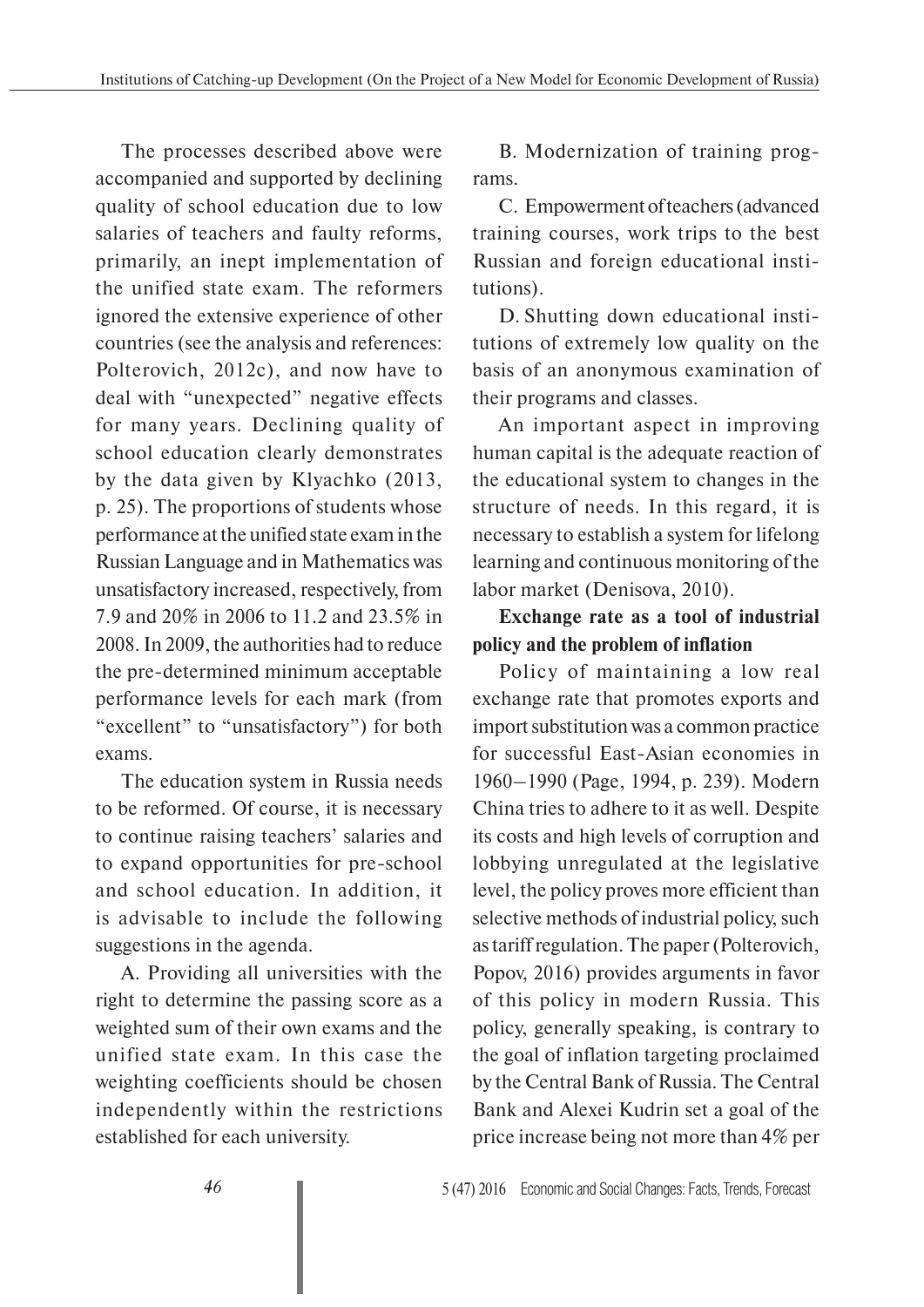The processes described above were accompanied and supported by declining quality of school education due to low salaries of teachers and faulty reforms, primarily, an inept implementation of the unified state exam. The reformers ignored the extensive experience of other countries (see the analysis and references: Polterovich, 2012c), and now have to deal with "unexpected" negative effects for many years. Declining quality of school education clearly demonstrates by the data given by Klyachko (2013, p. 25). The proportions of students whose performance at the unified state exam in the Russian Language and in Mathematics was unsatisfactory increased, respectively, from 7.9 and 20% in 2006 to 11.2 and 23.5% in 2008. In 2009, the authorities had to reduce the pre-determined minimum acceptable performance levels for each mark (from "excellent" to "unsatisfactory") for both exams.

The education system in Russia needs to be reformed. Of course, it is necessary to continue raising teachers' salaries and to expand opportunities for pre-school and school education. In addition, it is advisable to include the following suggestions in the agenda.

A. Providing all universities with the right to determine the passing score as a weighted sum of their own exams and the unified state exam. In this case the weighting coefficients should be chosen independently within the restrictions established for each university.

B. Modernization of training programs.

C. Empowerment of teachers (advanced training courses, work trips to the best Russian and foreign educational institutions).

D. Shutting down educational institutions of extremely low quality on the basis of an anonymous examination of their programs and classes.

An important aspect in improving human capital is the adequate reaction of the educational system to changes in the structure of needs. In this regard, it is necessary to establish a system for lifelong learning and continuous monitoring of the labor market (Denisova, 2010).

**Exchange rate as a tool of industrial policy and the problem of inflation**

Policy of maintaining a low real exchange rate that promotes exports and import substitution was a common practice for successful East-Asian economies in 1960–1990 (Page, 1994, p. 239). Modern China tries to adhere to it as well. Despite its costs and high levels of corruption and lobbying unregulated at the legislative level, the policy proves more efficient than selective methods of industrial policy, such as tariff regulation. The paper (Polterovich, Popov, 2016) provides arguments in favor of this policy in modern Russia. This policy, generally speaking, is contrary to the goal of inflation targeting proclaimed by the Central Bank of Russia. The Central Bank and Alexei Kudrin set a goal of the price increase being not more than 4% per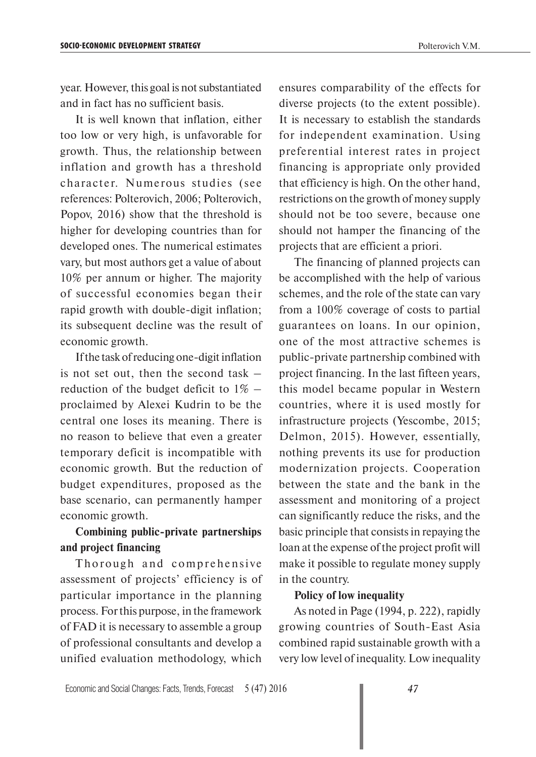year. However, this goal is not substantiated and in fact has no sufficient basis.

It is well known that inflation, either too low or very high, is unfavorable for growth. Thus, the relationship between inflation and growth has a threshold character. Numerous studies (see references: Polterovich, 2006; Polterovich, Popov, 2016) show that the threshold is higher for developing countries than for developed ones. The numerical estimates vary, but most authors get a value of about 10% per annum or higher. The majority of successful economies began their rapid growth with double-digit inflation; its subsequent decline was the result of economic growth.

If the task of reducing one-digit inflation is not set out, then the second task – reduction of the budget deficit to 1% – proclaimed by Alexei Kudrin to be the central one loses its meaning. There is no reason to believe that even a greater temporary deficit is incompatible with economic growth. But the reduction of budget expenditures, proposed as the base scenario, can permanently hamper economic growth.

**Combining public-private partnerships and project financing**

Thorough and comprehensive assessment of projects' efficiency is of particular importance in the planning process. For this purpose, in the framework of FAD it is necessary to assemble a group of professional consultants and develop a unified evaluation methodology, which ensures comparability of the effects for diverse projects (to the extent possible). It is necessary to establish the standards for independent examination. Using preferential interest rates in project financing is appropriate only provided that efficiency is high. On the other hand, restrictions on the growth of money supply should not be too severe, because one should not hamper the financing of the projects that are efficient a priori.

The financing of planned projects can be accomplished with the help of various schemes, and the role of the state can vary from a 100% coverage of costs to partial guarantees on loans. In our opinion, one of the most attractive schemes is public-private partnership combined with project financing. In the last fifteen years, this model became popular in Western countries, where it is used mostly for infrastructure projects (Yescombe, 2015; Delmon, 2015). However, essentially, nothing prevents its use for production modernization projects. Cooperation between the state and the bank in the assessment and monitoring of a project can significantly reduce the risks, and the basic principle that consists in repaying the loan at the expense of the project profit will make it possible to regulate money supply in the country.

**Policy of low inequality**

As noted in Page (1994, p. 222), rapidly growing countries of South-East Asia combined rapid sustainable growth with a very low level of inequality. Low inequality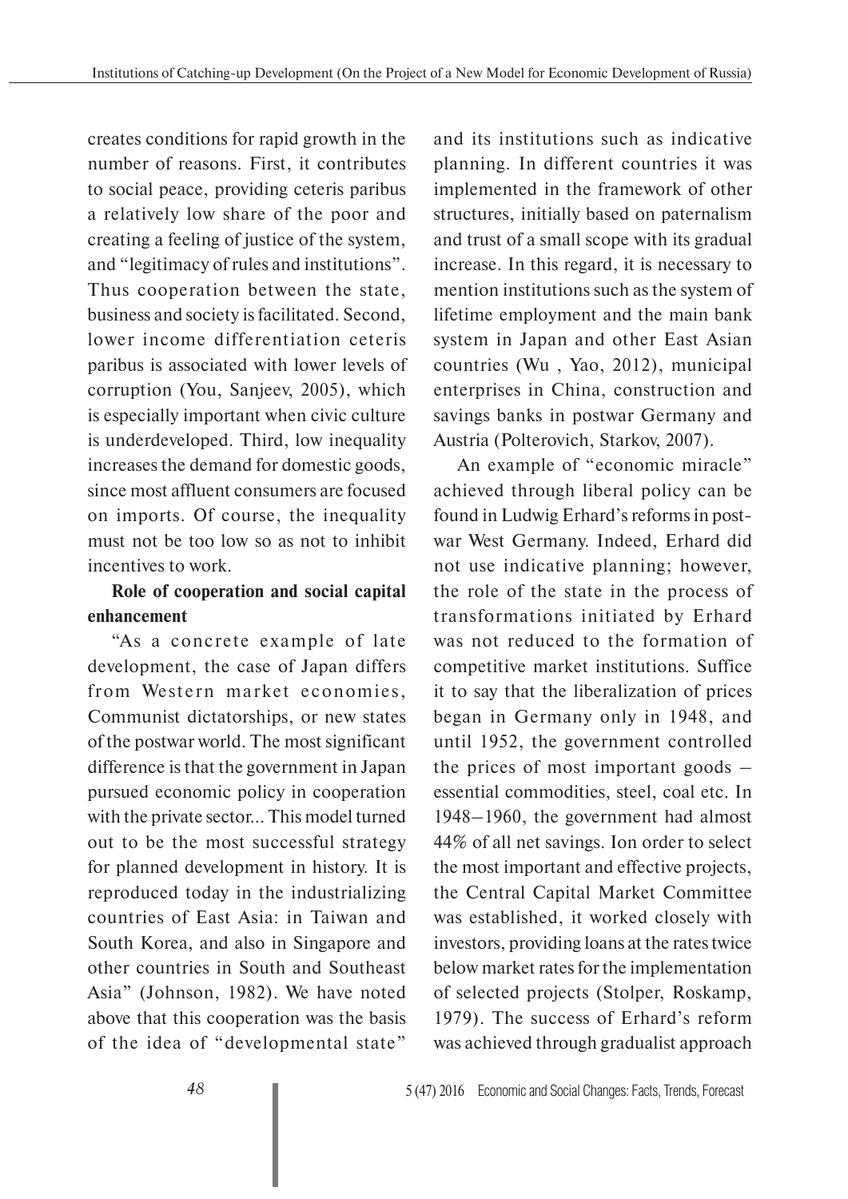creates conditions for rapid growth in the number of reasons. First, it contributes to social peace, providing ceteris paribus a relatively low share of the poor and creating a feeling of justice of the system, and "legitimacy of rules and institutions". Thus cooperation between the state, business and society is facilitated. Second, lower income differentiation ceteris paribus is associated with lower levels of corruption (You, Sanjeev, 2005), which is especially important when civic culture is underdeveloped. Third, low inequality increases the demand for domestic goods, since most affluent consumers are focused on imports. Of course, the inequality must not be too low so as not to inhibit incentives to work.

**Role of cooperation and social capital enhancement**

"As a concrete example of late development, the case of Japan differs from Western market economies, Communist dictatorships, or new states of the postwar world. The most significant difference is that the government in Japan pursued economic policy in cooperation with the private sector... This model turned out to be the most successful strategy for planned development in history. It is reproduced today in the industrializing countries of East Asia: in Taiwan and South Korea, and also in Singapore and other countries in South and Southeast Asia" (Johnson, 1982). We have noted above that this cooperation was the basis of the idea of "developmental state" and its institutions such as indicative planning. In different countries it was implemented in the framework of other structures, initially based on paternalism and trust of a small scope with its gradual increase. In this regard, it is necessary to mention institutions such as the system of lifetime employment and the main bank system in Japan and other East Asian countries (Wu , Yao, 2012), municipal enterprises in China, construction and savings banks in postwar Germany and Austria (Polterovich, Starkov, 2007).

An example of "economic miracle" achieved through liberal policy can be found in Ludwig Erhard's reforms in postwar West Germany. Indeed, Erhard did not use indicative planning; however, the role of the state in the process of transformations initiated by Erhard was not reduced to the formation of competitive market institutions. Suffice it to say that the liberalization of prices began in Germany only in 1948, and until 1952, the government controlled the prices of most important goods – essential commodities, steel, coal etc. In 1948–1960, the government had almost 44% of all net savings. Ion order to select the most important and effective projects, the Central Capital Market Committee was established, it worked closely with investors, providing loans at the rates twice below market rates for the implementation of selected projects (Stolper, Roskamp, 1979). The success of Erhard's reform was achieved through gradualist approach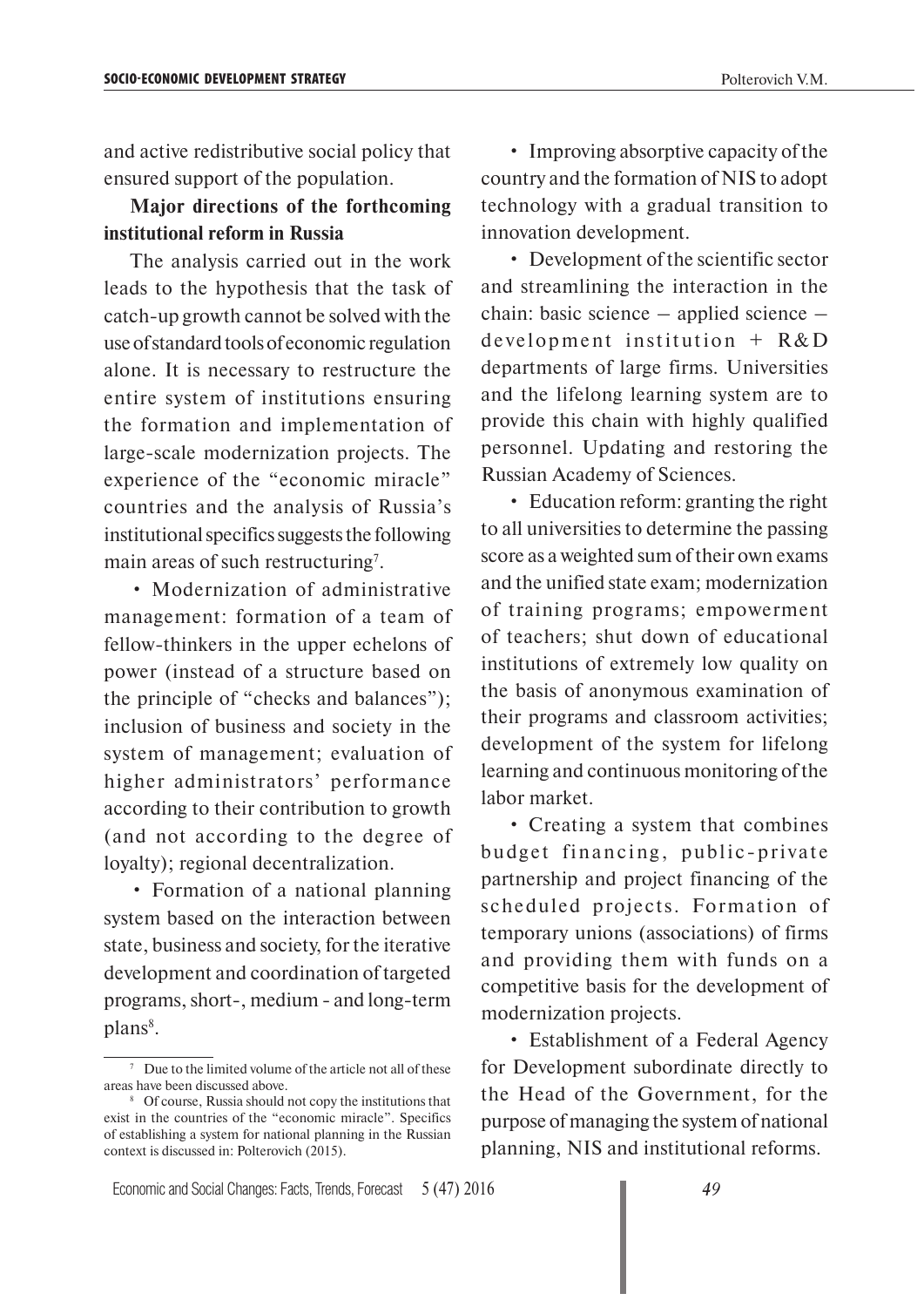and active redistributive social policy that ensured support of the population.

**Major directions of the forthcoming institutional reform in Russia**

The analysis carried out in the work leads to the hypothesis that the task of catch-up growth cannot be solved with the use of standard tools of economic regulation alone. It is necessary to restructure the entire system of institutions ensuring the formation and implementation of large-scale modernization projects. The experience of the "economic miracle" countries and the analysis of Russia's institutional specifics suggests the following main areas of such restructuring[7].

- Modernization of administrative management: formation of a team of fellow-thinkers in the upper echelons of power (instead of a structure based on the principle of "checks and balances"); inclusion of business and society in the system of management; evaluation of higher administrators' performance according to their contribution to growth (and not according to the degree of loyalty); regional decentralization.
- Formation of a national planning system based on the interaction between state, business and society, for the iterative development and coordination of targeted programs, short-, medium - and long-term plans[8].
- Improving absorptive capacity of the country and the formation of NIS to adopt technology with a gradual transition to innovation development.
- Development of the scientific sector and streamlining the interaction in the chain: basic science – applied science – development institution + R&D departments of large firms. Universities and the lifelong learning system are to provide this chain with highly qualified personnel. Updating and restoring the Russian Academy of Sciences.
- Education reform: granting the right to all universities to determine the passing score as a weighted sum of their own exams and the unified state exam; modernization of training programs; empowerment of teachers; shut down of educational institutions of extremely low quality on the basis of anonymous examination of their programs and classroom activities; development of the system for lifelong learning and continuous monitoring of the labor market.
- Creating a system that combines budget financing, public-private partnership and project financing of the scheduled projects. Formation of temporary unions (associations) of firms and providing them with funds on a competitive basis for the development of modernization projects.
- Establishment of a Federal Agency for Development subordinate directly to the Head of the Government, for the purpose of managing the system of national planning, NIS and institutional reforms.

---

[7] Due to the limited volume of the article not all of these areas have been discussed above.

[8] Of course, Russia should not copy the institutions that exist in the countries of the "economic miracle". Specifics of establishing a system for national planning in the Russian context is discussed in: Polterovich (2015).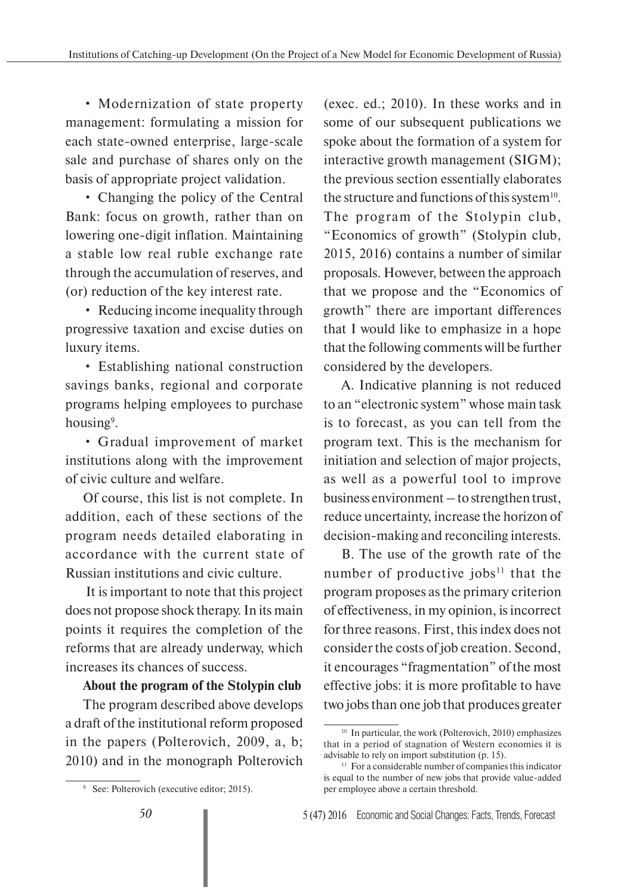• Modernization of state property management: formulating a mission for each state-owned enterprise, large-scale sale and purchase of shares only on the basis of appropriate project validation.

• Changing the policy of the Central Bank: focus on growth, rather than on lowering one-digit inflation. Maintaining a stable low real ruble exchange rate through the accumulation of reserves, and (or) reduction of the key interest rate.

• Reducing income inequality through progressive taxation and excise duties on luxury items.

• Establishing national construction savings banks, regional and corporate programs helping employees to purchase housing[9].

• Gradual improvement of market institutions along with the improvement of civic culture and welfare.

Of course, this list is not complete. In addition, each of these sections of the program needs detailed elaborating in accordance with the current state of Russian institutions and civic culture.

It is important to note that this project does not propose shock therapy. In its main points it requires the completion of the reforms that are already underway, which increases its chances of success.

**About the program of the Stolypin club**

The program described above develops a draft of the institutional reform proposed in the papers (Polterovich, 2009, a, b; 2010) and in the monograph Polterovich (exec. ed.; 2010). In these works and in some of our subsequent publications we spoke about the formation of a system for interactive growth management (SIGM); the previous section essentially elaborates the structure and functions of this system[10]. The program of the Stolypin club, "Economics of growth" (Stolypin club, 2015, 2016) contains a number of similar proposals. However, between the approach that we propose and the "Economics of growth" there are important differences that I would like to emphasize in a hope that the following comments will be further considered by the developers.

A. Indicative planning is not reduced to an "electronic system" whose main task is to forecast, as you can tell from the program text. This is the mechanism for initiation and selection of major projects, as well as a powerful tool to improve business environment – to strengthen trust, reduce uncertainty, increase the horizon of decision-making and reconciling interests.

B. The use of the growth rate of the number of productive jobs[11] that the program proposes as the primary criterion of effectiveness, in my opinion, is incorrect for three reasons. First, this index does not consider the costs of job creation. Second, it encourages "fragmentation" of the most effective jobs: it is more profitable to have two jobs than one job that produces greater

---

[9] See: Polterovich (executive editor; 2015).

[10] In particular, the work (Polterovich, 2010) emphasizes that in a period of stagnation of Western economies it is advisable to rely on import substitution (p. 15).

[11] For a considerable number of companies this indicator is equal to the number of new jobs that provide value-added per employee above a certain threshold.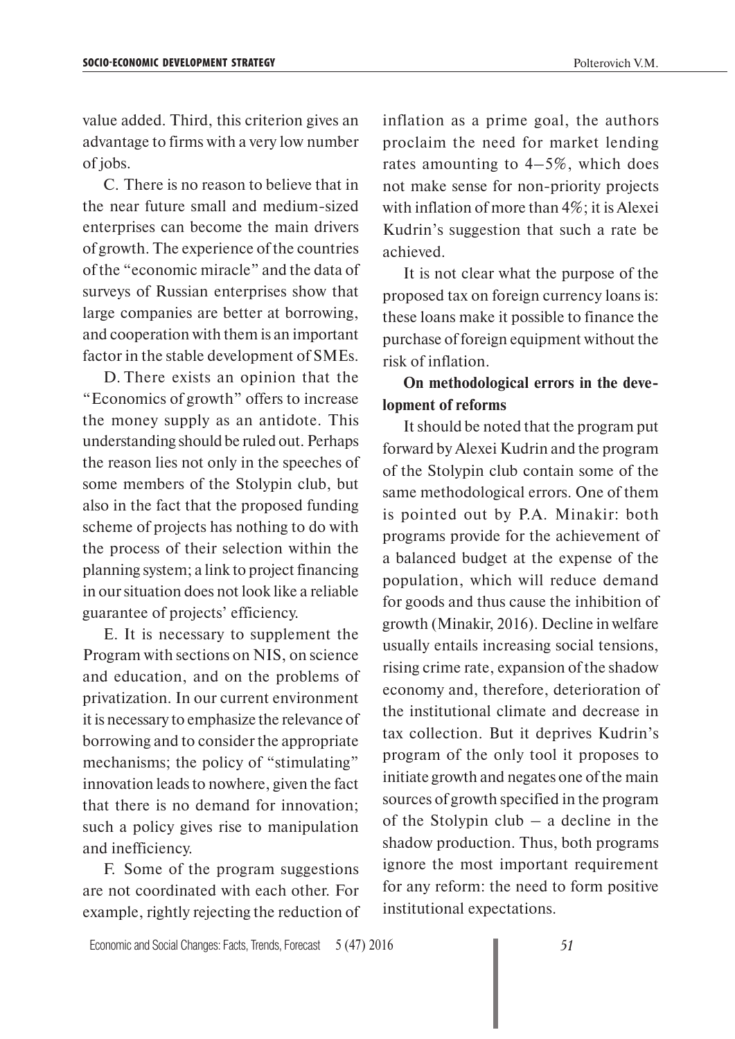value added. Third, this criterion gives an advantage to firms with a very low number of jobs.

C. There is no reason to believe that in the near future small and medium-sized enterprises can become the main drivers of growth. The experience of the countries of the "economic miracle" and the data of surveys of Russian enterprises show that large companies are better at borrowing, and cooperation with them is an important factor in the stable development of SMEs.

D. There exists an opinion that the "Economics of growth" offers to increase the money supply as an antidote. This understanding should be ruled out. Perhaps the reason lies not only in the speeches of some members of the Stolypin club, but also in the fact that the proposed funding scheme of projects has nothing to do with the process of their selection within the planning system; a link to project financing in our situation does not look like a reliable guarantee of projects' efficiency.

E. It is necessary to supplement the Program with sections on NIS, on science and education, and on the problems of privatization. In our current environment it is necessary to emphasize the relevance of borrowing and to consider the appropriate mechanisms; the policy of "stimulating" innovation leads to nowhere, given the fact that there is no demand for innovation; such a policy gives rise to manipulation and inefficiency.

F. Some of the program suggestions are not coordinated with each other. For example, rightly rejecting the reduction of inflation as a prime goal, the authors proclaim the need for market lending rates amounting to 4–5%, which does not make sense for non-priority projects with inflation of more than 4%; it is Alexei Kudrin's suggestion that such a rate be achieved.

It is not clear what the purpose of the proposed tax on foreign currency loans is: these loans make it possible to finance the purchase of foreign equipment without the risk of inflation.

**On methodological errors in the development of reforms**

It should be noted that the program put forward by Alexei Kudrin and the program of the Stolypin club contain some of the same methodological errors. One of them is pointed out by P.A. Minakir: both programs provide for the achievement of a balanced budget at the expense of the population, which will reduce demand for goods and thus cause the inhibition of growth (Minakir, 2016). Decline in welfare usually entails increasing social tensions, rising crime rate, expansion of the shadow economy and, therefore, deterioration of the institutional climate and decrease in tax collection. But it deprives Kudrin's program of the only tool it proposes to initiate growth and negates one of the main sources of growth specified in the program of the Stolypin club – a decline in the shadow production. Thus, both programs ignore the most important requirement for any reform: the need to form positive institutional expectations.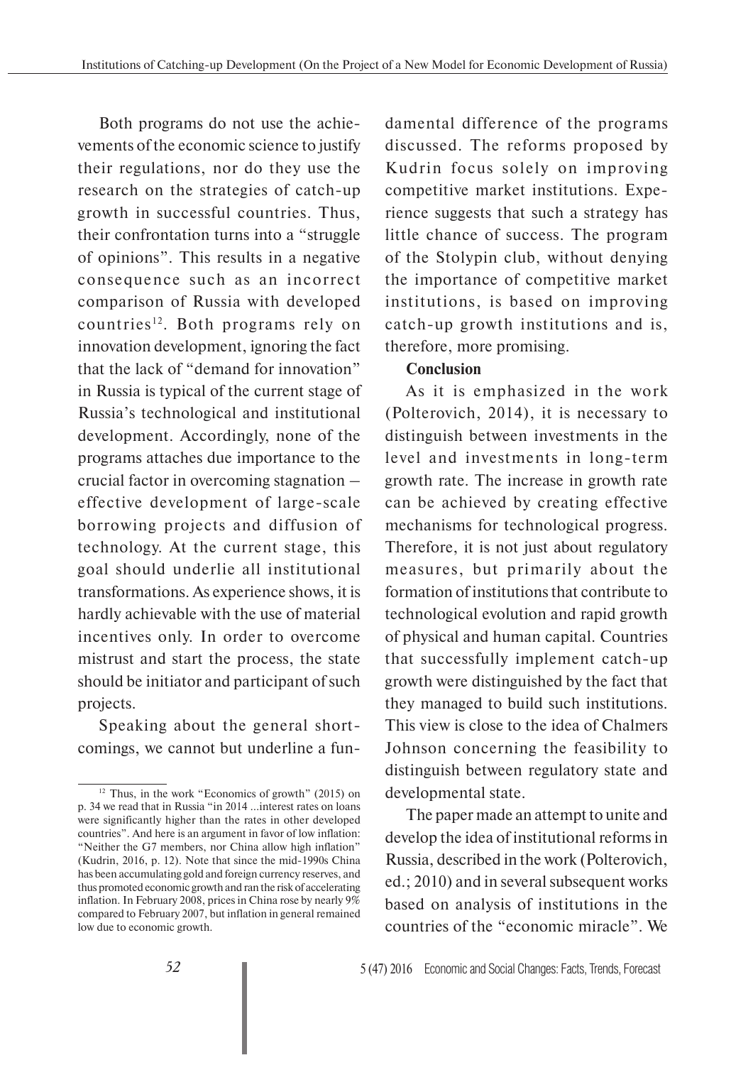Both programs do not use the achievements of the economic science to justify their regulations, nor do they use the research on the strategies of catch-up growth in successful countries. Thus, their confrontation turns into a "struggle of opinions". This results in a negative consequence such as an incorrect comparison of Russia with developed countries[12]. Both programs rely on innovation development, ignoring the fact that the lack of "demand for innovation" in Russia is typical of the current stage of Russia's technological and institutional development. Accordingly, none of the programs attaches due importance to the crucial factor in overcoming stagnation – effective development of large-scale borrowing projects and diffusion of technology. At the current stage, this goal should underlie all institutional transformations. As experience shows, it is hardly achievable with the use of material incentives only. In order to overcome mistrust and start the process, the state should be initiator and participant of such projects.

Speaking about the general shortcomings, we cannot but underline a fundamental difference of the programs discussed. The reforms proposed by Kudrin focus solely on improving competitive market institutions. Experience suggests that such a strategy has little chance of success. The program of the Stolypin club, without denying the importance of competitive market institutions, is based on improving catch-up growth institutions and is, therefore, more promising.

**Conclusion**

As it is emphasized in the work (Polterovich, 2014), it is necessary to distinguish between investments in the level and investments in long-term growth rate. The increase in growth rate can be achieved by creating effective mechanisms for technological progress. Therefore, it is not just about regulatory measures, but primarily about the formation of institutions that contribute to technological evolution and rapid growth of physical and human capital. Countries that successfully implement catch-up growth were distinguished by the fact that they managed to build such institutions. This view is close to the idea of Chalmers Johnson concerning the feasibility to distinguish between regulatory state and developmental state.

The paper made an attempt to unite and develop the idea of institutional reforms in Russia, described in the work (Polterovich, ed.; 2010) and in several subsequent works based on analysis of institutions in the countries of the "economic miracle". We

---

[12] Thus, in the work "Economics of growth" (2015) on p. 34 we read that in Russia "in 2014 ...interest rates on loans were significantly higher than the rates in other developed countries". And here is an argument in favor of low inflation: "Neither the G7 members, nor China allow high inflation" (Kudrin, 2016, p. 12). Note that since the mid-1990s China has been accumulating gold and foreign currency reserves, and thus promoted economic growth and ran the risk of accelerating inflation. In February 2008, prices in China rose by nearly 9% compared to February 2007, but inflation in general remained low due to economic growth.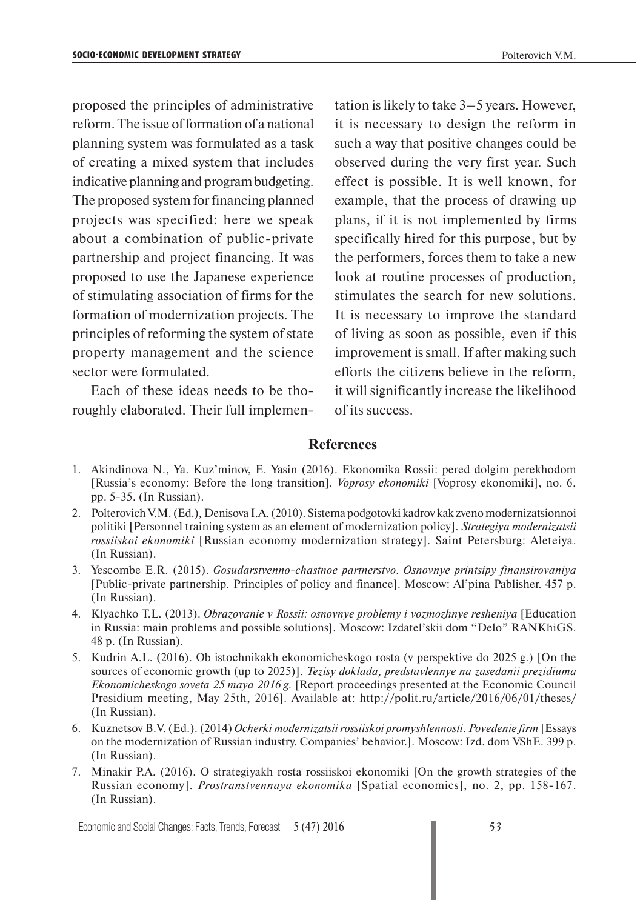proposed the principles of administrative reform. The issue of formation of a national planning system was formulated as a task of creating a mixed system that includes indicative planning and program budgeting. The proposed system for financing planned projects was specified: here we speak about a combination of public-private partnership and project financing. It was proposed to use the Japanese experience of stimulating association of firms for the formation of modernization projects. The principles of reforming the system of state property management and the science sector were formulated.

Each of these ideas needs to be thoroughly elaborated. Their full implementation is likely to take 3–5 years. However, it is necessary to design the reform in such a way that positive changes could be observed during the very first year. Such effect is possible. It is well known, for example, that the process of drawing up plans, if it is not implemented by firms specifically hired for this purpose, but by the performers, forces them to take a new look at routine processes of production, stimulates the search for new solutions. It is necessary to improve the standard of living as soon as possible, even if this improvement is small. If after making such efforts the citizens believe in the reform, it will significantly increase the likelihood of its success.

## References

1. Akindinova N., Ya. Kuz'minov, E. Yasin (2016). Ekonomika Rossii: pered dolgim perekhodom [Russia's economy: Before the long transition]. *Voprosy ekonomiki* [Voprosy ekonomiki], no. 6, pp. 5-35. (In Russian).
2. Polterovich V.M. (Ed.), Denisova I.A. (2010). Sistema podgotovki kadrov kak zveno modernizatsionnoi politiki [Personnel training system as an element of modernization policy]. *Strategiya modernizatsii rossiiskoi ekonomiki* [Russian economy modernization strategy]. Saint Petersburg: Aleteiya. (In Russian).
3. Yescombe E.R. (2015). *Gosudarstvenno-chastnoe partnerstvo. Osnovnye printsipy finansirovaniya* [Public-private partnership. Principles of policy and finance]. Moscow: Al'pina Pablisher. 457 p. (In Russian).
4. Klyachko T.L. (2013). *Obrazovanie v Rossii: osnovnye problemy i vozmozhnye resheniya* [Education in Russia: main problems and possible solutions]. Moscow: Izdatel'skii dom "Delo" RANKhiGS. 48 p. (In Russian).
5. Kudrin A.L. (2016). Ob istochnikakh ekonomicheskogo rosta (v perspektive do 2025 g.) [On the sources of economic growth (up to 2025)]. *Tezisy doklada, predstavlennye na zasedanii prezidiuma Ekonomicheskogo soveta 25 maya 2016 g.* [Report proceedings presented at the Economic Council Presidium meeting, May 25th, 2016]. Available at: http://polit.ru/article/2016/06/01/theses/ (In Russian).
6. Kuznetsov B.V. (Ed.). (2014) *Ocherki modernizatsii rossiiskoi promyshlennosti. Povedenie firm* [Essays on the modernization of Russian industry. Companies' behavior.]. Moscow: Izd. dom VShE. 399 p. (In Russian).
7. Minakir P.A. (2016). O strategiyakh rosta rossiiskoi ekonomiki [On the growth strategies of the Russian economy]. *Prostranstvennaya ekonomika* [Spatial economics], no. 2, pp. 158-167. (In Russian).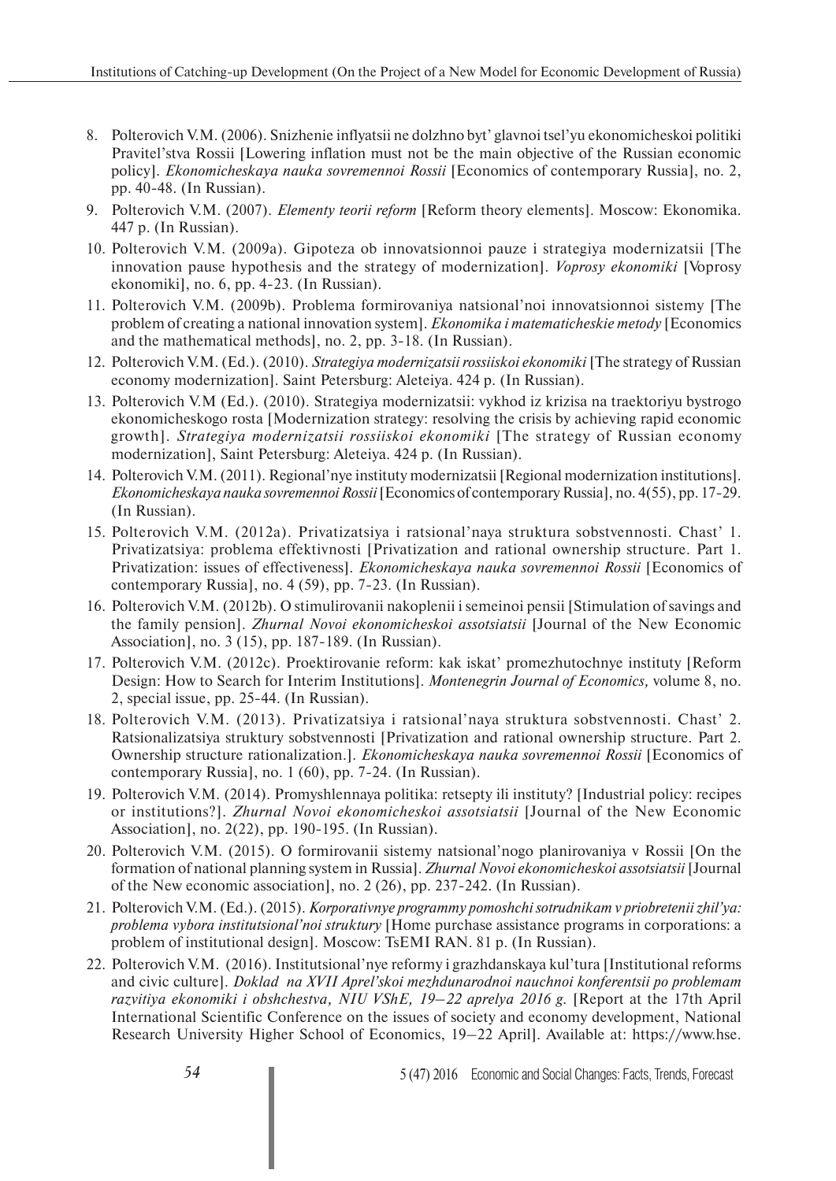8. Polterovich V.M. (2006). Snizhenie inflyatsii ne dolzhno byt' glavnoi tsel'yu ekonomicheskoi politiki Pravitel'stva Rossii [Lowering inflation must not be the main objective of the Russian economic policy]. *Ekonomicheskaya nauka sovremennoi Rossii* [Economics of contemporary Russia], no. 2, pp. 40-48. (In Russian).
9. Polterovich V.M. (2007). *Elementy teorii reform* [Reform theory elements]. Moscow: Ekonomika. 447 p. (In Russian).
10. Polterovich V.M. (2009a). Gipoteza ob innovatsionnoi pauze i strategiya modernizatsii [The innovation pause hypothesis and the strategy of modernization]. *Voprosy ekonomiki* [Voprosy ekonomiki], no. 6, pp. 4-23. (In Russian).
11. Polterovich V.M. (2009b). Problema formirovaniya natsional'noi innovatsionnoi sistemy [The problem of creating a national innovation system]. *Ekonomika i matematicheskie metody* [Economics and the mathematical methods], no. 2, pp. 3-18. (In Russian).
12. Polterovich V.M. (Ed.). (2010). *Strategiya modernizatsii rossiiskoi ekonomiki* [The strategy of Russian economy modernization]. Saint Petersburg: Aleteiya. 424 p. (In Russian).
13. Polterovich V.M (Ed.). (2010). Strategiya modernizatsii: vykhod iz krizisa na traektoriyu bystrogo ekonomicheskogo rosta [Modernization strategy: resolving the crisis by achieving rapid economic growth]. *Strategiya modernizatsii rossiiskoi ekonomiki* [The strategy of Russian economy modernization], Saint Petersburg: Aleteiya. 424 p. (In Russian).
14. Polterovich V.M. (2011). Regional'nye instituty modernizatsii [Regional modernization institutions]. *Ekonomicheskaya nauka sovremennoi Rossii* [Economics of contemporary Russia], no. 4(55), pp. 17-29. (In Russian).
15. Polterovich V.M. (2012a). Privatizatsiya i ratsional'naya struktura sobstvennosti. Chast' 1. Privatizatsiya: problema effektivnosti [Privatization and rational ownership structure. Part 1. Privatization: issues of effectiveness]. *Ekonomicheskaya nauka sovremennoi Rossii* [Economics of contemporary Russia], no. 4 (59), pp. 7-23. (In Russian).
16. Polterovich V.M. (2012b). O stimulirovanii nakoplenii i semeinoi pensii [Stimulation of savings and the family pension]. *Zhurnal Novoi ekonomicheskoi assotsiatsii* [Journal of the New Economic Association], no. 3 (15), pp. 187-189. (In Russian).
17. Polterovich V.M. (2012c). Proektirovanie reform: kak iskat' promezhutochnye instituty [Reform Design: How to Search for Interim Institutions]. *Montenegrin Journal of Economics,* volume 8, no. 2, special issue, pp. 25-44. (In Russian).
18. Polterovich V.M. (2013). Privatizatsiya i ratsional'naya struktura sobstvennosti. Chast' 2. Ratsionalizatsiya struktury sobstvennosti [Privatization and rational ownership structure. Part 2. Ownership structure rationalization.]. *Ekonomicheskaya nauka sovremennoi Rossii* [Economics of contemporary Russia], no. 1 (60), pp. 7-24. (In Russian).
19. Polterovich V.M. (2014). Promyshlennaya politika: retsepty ili instituty? [Industrial policy: recipes or institutions?]. *Zhurnal Novoi ekonomicheskoi assotsiatsii* [Journal of the New Economic Association], no. 2(22), pp. 190-195. (In Russian).
20. Polterovich V.M. (2015). O formirovanii sistemy natsional'nogo planirovaniya v Rossii [On the formation of national planning system in Russia]. *Zhurnal Novoi ekonomicheskoi assotsiatsii* [Journal of the New economic association], no. 2 (26), pp. 237-242. (In Russian).
21. Polterovich V.M. (Ed.). (2015). *Korporativnye programmy pomoshchi sotrudnikam v priobretenii zhil'ya: problema vybora institutsional'noi struktury* [Home purchase assistance programs in corporations: a problem of institutional design]. Moscow: TsEMI RAN. 81 p. (In Russian).
22. Polterovich V.M. (2016). Institutsional'nye reformy i grazhdanskaya kul'tura [Institutional reforms and civic culture]. *Doklad na XVII Aprel'skoi mezhdunarodnoi nauchnoi konferentsii po problemam razvitiya ekonomiki i obshchestva, NIU VShE, 19–22 aprelya 2016 g.* [Report at the 17th April International Scientific Conference on the issues of society and economy development, National Research University Higher School of Economics, 19–22 April]. Available at: https://www.hse.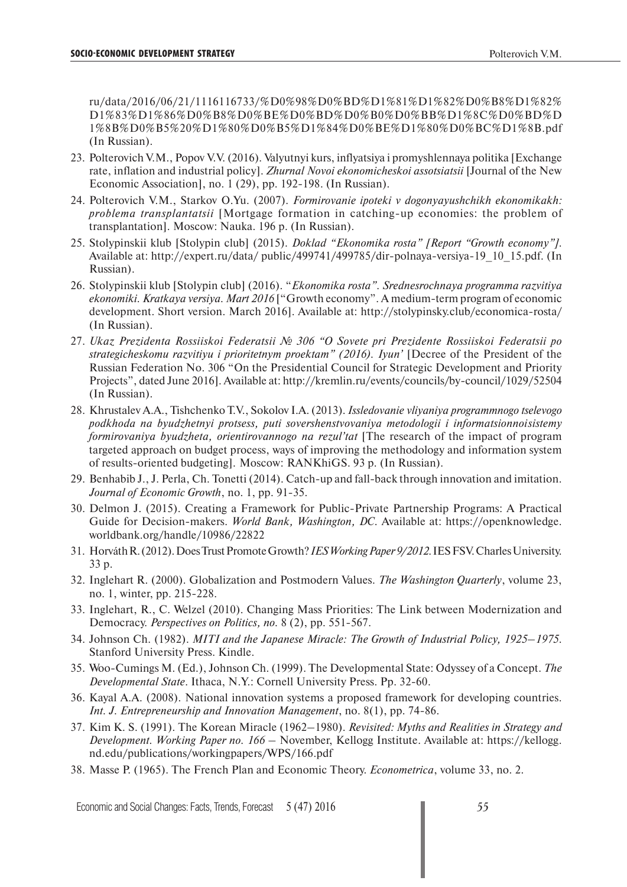ru/data/2016/06/21/1116116733/%D0%98%D0%BD%D1%81%D1%82%D0%B8%D1%82%D1%83%D1%86%D0%B8%D0%BE%D0%BD%D0%B0%D0%BB%D1%8C%D0%BD%D1%8B%D0%B5%20%D1%80%D0%B5%D1%84%D0%BE%D1%80%D0%BC%D1%8B.pdf (In Russian).

23. Polterovich V.M., Popov V.V. (2016). Valyutnyi kurs, inflyatsiya i promyshlennaya politika [Exchange rate, inflation and industrial policy]. *Zhurnal Novoi ekonomicheskoi assotsiatsii* [Journal of the New Economic Association], no. 1 (29), pp. 192-198. (In Russian).
24. Polterovich V.M., Starkov O.Yu. (2007). *Formirovanie ipoteki v dogonyayushchikh ekonomikakh: problema transplantatsii* [Mortgage formation in catching-up economies: the problem of transplantation]. Moscow: Nauka. 196 p. (In Russian).
25. Stolypinskii klub [Stolypin club] (2015). *Doklad "Ekonomika rosta" [Report "Growth economy"].* Available at: http://expert.ru/data/ public/499741/499785/dir-polnaya-versiya-19_10_15.pdf. (In Russian).
26. Stolypinskii klub [Stolypin club] (2016). "*Ekonomika rosta". Srednesrochnaya programma razvitiya ekonomiki. Kratkaya versiya. Mart 2016* ["Growth economy". A medium-term program of economic development. Short version. March 2016]. Available at: http://stolypinsky.club/economica-rosta/ (In Russian).
27. *Ukaz Prezidenta Rossiiskoi Federatsii № 306 "O Sovete pri Prezidente Rossiiskoi Federatsii po strategicheskomu razvitiyu i prioritetnym proektam" (2016). Iyun'* [Decree of the President of the Russian Federation No. 306 "On the Presidential Council for Strategic Development and Priority Projects", dated June 2016]. Available at: http://kremlin.ru/events/councils/by-council/1029/52504 (In Russian).
28. Khrustalev A.A., Tishchenko T.V., Sokolov I.A. (2013). *Issledovanie vliyaniya programmnogo tselevogo podkhoda na byudzhetnyi protsess, puti sovershenstvovaniya metodologii i informatsionnoisistemy formirovaniya byudzheta, orientirovannogo na rezul'tat* [The research of the impact of program targeted approach on budget process, ways of improving the methodology and information system of results-oriented budgeting]. Moscow: RANKhiGS. 93 p. (In Russian).
29. Benhabib J., J. Perla, Ch. Tonetti (2014). Catch-up and fall-back through innovation and imitation. *Journal of Economic Growth*, no. 1, pp. 91-35.
30. Delmon J. (2015). Creating a Framework for Public-Private Partnership Programs: A Practical Guide for Decision-makers. *World Bank, Washington, DC*. Available at: https://openknowledge.worldbank.org/handle/10986/22822
31. Horváth R. (2012). Does Trust Promote Growth? *IES Working Paper 9/2012.* IES FSV. Charles University. 33 p.
32. Inglehart R. (2000). Globalization and Postmodern Values. *The Washington Quarterly*, volume 23, no. 1, winter, pp. 215-228.
33. Inglehart, R., C. Welzel (2010). Changing Mass Priorities: The Link between Modernization and Democracy. *Perspectives on Politics, no.* 8 (2), pp. 551-567.
34. Johnson Ch. (1982). *MITI and the Japanese Miracle: The Growth of Industrial Policy, 1925–1975.* Stanford University Press. Kindle.
35. Woo-Cumings M. (Ed.), Johnson Ch. (1999). The Developmental State: Odyssey of a Concept. *The Developmental State*. Ithaca, N.Y.: Cornell University Press. Pp. 32-60.
36. Kayal A.A. (2008). National innovation systems a proposed framework for developing countries. *Int. J. Entrepreneurship and Innovation Management*, no. 8(1), pp. 74-86.
37. Kim K. S. (1991). The Korean Miracle (1962–1980). *Revisited: Myths and Realities in Strategy and Development. Working Paper no. 166* – November, Kellogg Institute. Available at: https://kellogg.nd.edu/publications/workingpapers/WPS/166.pdf
38. Masse P. (1965). The French Plan and Economic Theory. *Econometrica*, volume 33, no. 2.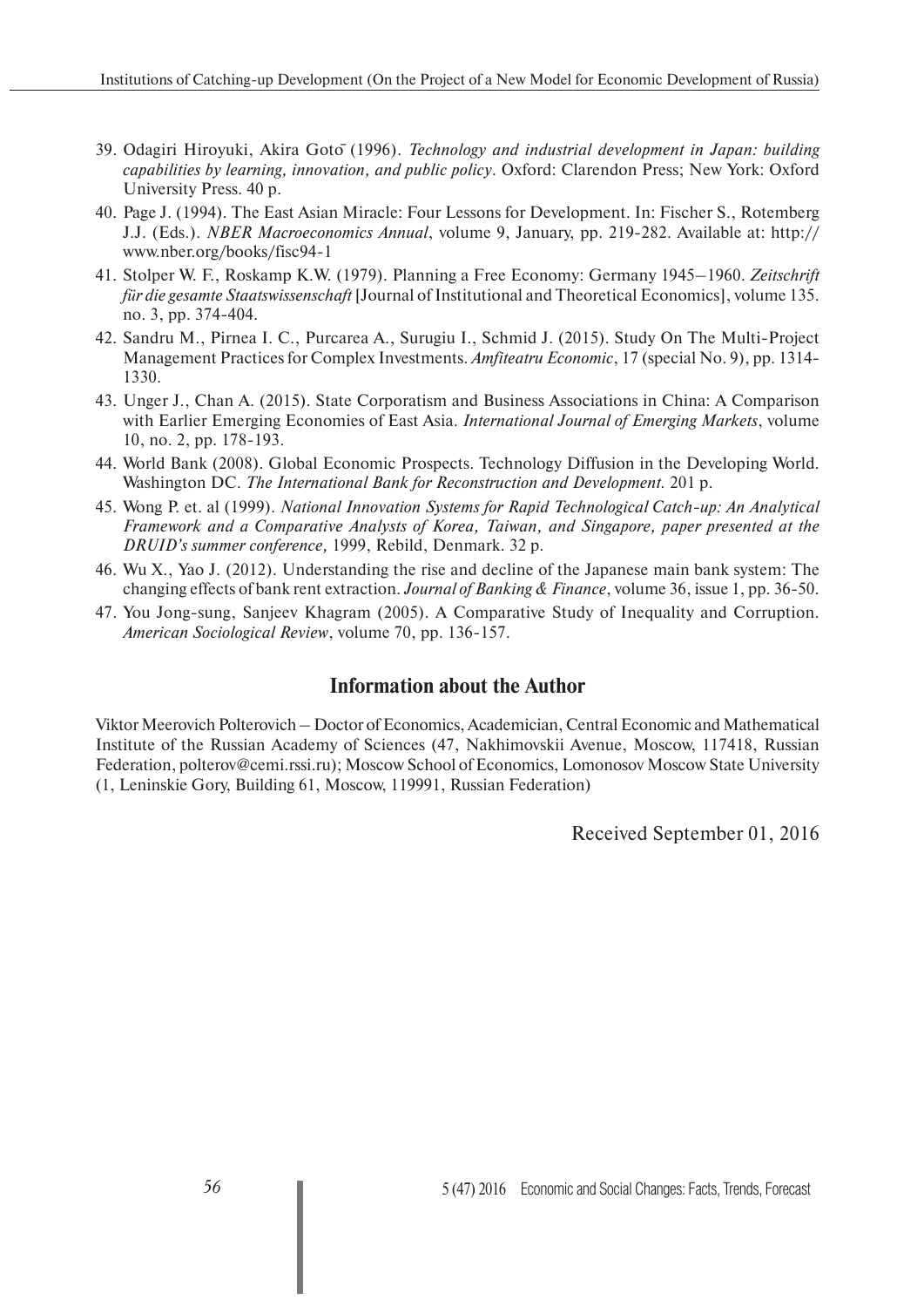39. Odagiri Hiroyuki, Akira Gotō (1996). *Technology and industrial development in Japan: building capabilities by learning, innovation, and public policy*. Oxford: Clarendon Press; New York: Oxford University Press. 40 p.
40. Page J. (1994). The East Asian Miracle: Four Lessons for Development. In: Fischer S., Rotemberg J.J. (Eds.). *NBER Macroeconomics Annual*, volume 9, January, pp. 219-282. Available at: http://www.nber.org/books/fisc94-1
41. Stolper W. F., Roskamp K.W. (1979). Planning a Free Economy: Germany 1945–1960. *Zeitschrift für die gesamte Staatswissenschaft* [Journal of Institutional and Theoretical Economics], volume 135. no. 3, pp. 374-404.
42. Sandru M., Pirnea I. C., Purcarea A., Surugiu I., Schmid J. (2015). Study On The Multi-Project Management Practices for Complex Investments. *Amfiteatru Economic*, 17 (special No. 9), pp. 1314-1330.
43. Unger J., Chan A. (2015). State Corporatism and Business Associations in China: A Comparison with Earlier Emerging Economies of East Asia. *International Journal of Emerging Markets*, volume 10, no. 2, pp. 178-193.
44. World Bank (2008). Global Economic Prospects. Technology Diffusion in the Developing World. Washington DC. *The International Bank for Reconstruction and Development*. 201 p.
45. Wong P. et. al (1999). *National Innovation Systems for Rapid Technological Catch-up: An Analytical Framework and a Comparative Analysts of Korea, Taiwan, and Singapore, paper presented at the DRUID's summer conference,* 1999, Rebild, Denmark. 32 p.
46. Wu X., Yao J. (2012). Understanding the rise and decline of the Japanese main bank system: The changing effects of bank rent extraction. *Journal of Banking & Finance*, volume 36, issue 1, pp. 36-50.
47. You Jong-sung, Sanjeev Khagram (2005). A Comparative Study of Inequality and Corruption. *American Sociological Review*, volume 70, pp. 136-157.

## Information about the Author

Viktor Meerovich Polterovich – Doctor of Economics, Academician, Central Economic and Mathematical Institute of the Russian Academy of Sciences (47, Nakhimovskii Avenue, Moscow, 117418, Russian Federation, polterov@cemi.rssi.ru); Moscow School of Economics, Lomonosov Moscow State University (1, Leninskie Gory, Building 61, Moscow, 119991, Russian Federation)

Received September 01, 2016